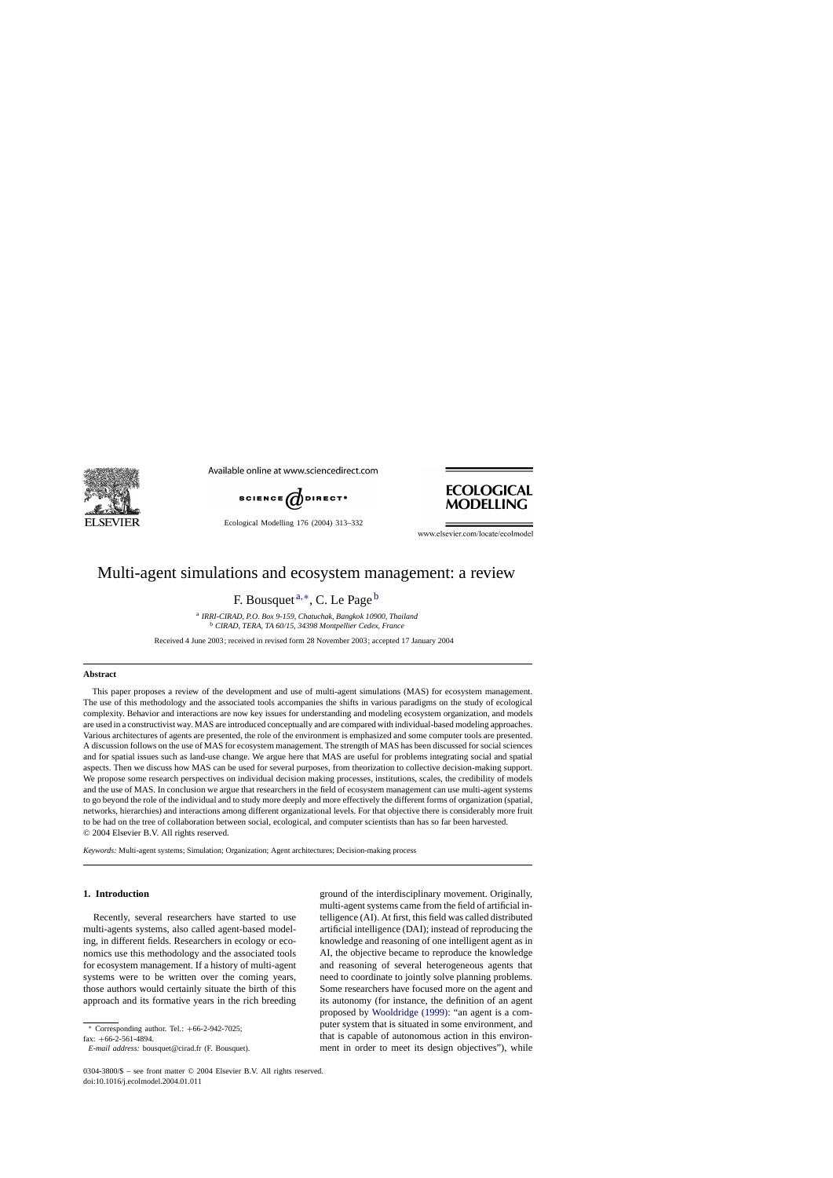# Multi-agent simulations and ecosystem management: a review

F. Bousquet [a,*], C. Le Page [b]

[a] IRRI-CIRAD, P.O. Box 9-159, Chatuchak, Bangkok 10900, Thailand
[b] CIRAD, TERA, TA 60/15, 34398 Montpellier Cedex, France

Received 4 June 2003; received in revised form 28 November 2003; accepted 17 January 2004

## Abstract

This paper proposes a review of the development and use of multi-agent simulations (MAS) for ecosystem management. The use of this methodology and the associated tools accompanies the shifts in various paradigms on the study of ecological complexity. Behavior and interactions are now key issues for understanding and modeling ecosystem organization, and models are used in a constructivist way. MAS are introduced conceptually and are compared with individual-based modeling approaches. Various architectures of agents are presented, the role of the environment is emphasized and some computer tools are presented. A discussion follows on the use of MAS for ecosystem management. The strength of MAS has been discussed for social sciences and for spatial issues such as land-use change. We argue here that MAS are useful for problems integrating social and spatial aspects. Then we discuss how MAS can be used for several purposes, from theorization to collective decision-making support. We propose some research perspectives on individual decision making processes, institutions, scales, the credibility of models and the use of MAS. In conclusion we argue that researchers in the field of ecosystem management can use multi-agent systems to go beyond the role of the individual and to study more deeply and more effectively the different forms of organization (spatial, networks, hierarchies) and interactions among different organizational levels. For that objective there is considerably more fruit to be had on the tree of collaboration between social, ecological, and computer scientists than has so far been harvested.
© 2004 Elsevier B.V. All rights reserved.

*Keywords:* Multi-agent systems; Simulation; Organization; Agent architectures; Decision-making process

## 1. Introduction

Recently, several researchers have started to use multi-agents systems, also called agent-based modeling, in different fields. Researchers in ecology or economics use this methodology and the associated tools for ecosystem management. If a history of multi-agent systems were to be written over the coming years, those authors would certainly situate the birth of this approach and its formative years in the rich breeding ground of the interdisciplinary movement. Originally, multi-agent systems came from the field of artificial intelligence (AI). At first, this field was called distributed artificial intelligence (DAI); instead of reproducing the knowledge and reasoning of one intelligent agent as in AI, the objective became to reproduce the knowledge and reasoning of several heterogeneous agents that need to coordinate to jointly solve planning problems. Some researchers have focused more on the agent and its autonomy (for instance, the definition of an agent proposed by Wooldridge (1999): "an agent is a computer system that is situated in some environment, and that is capable of autonomous action in this environment in order to meet its design objectives"), while

\* Corresponding author. Tel.: +66-2-942-7025; fax: +66-2-561-4894.
*E-mail address:* bousquet@cirad.fr (F. Bousquet).

0304-3800/$ – see front matter © 2004 Elsevier B.V. All rights reserved.
doi:10.1016/j.ecolmodel.2004.01.011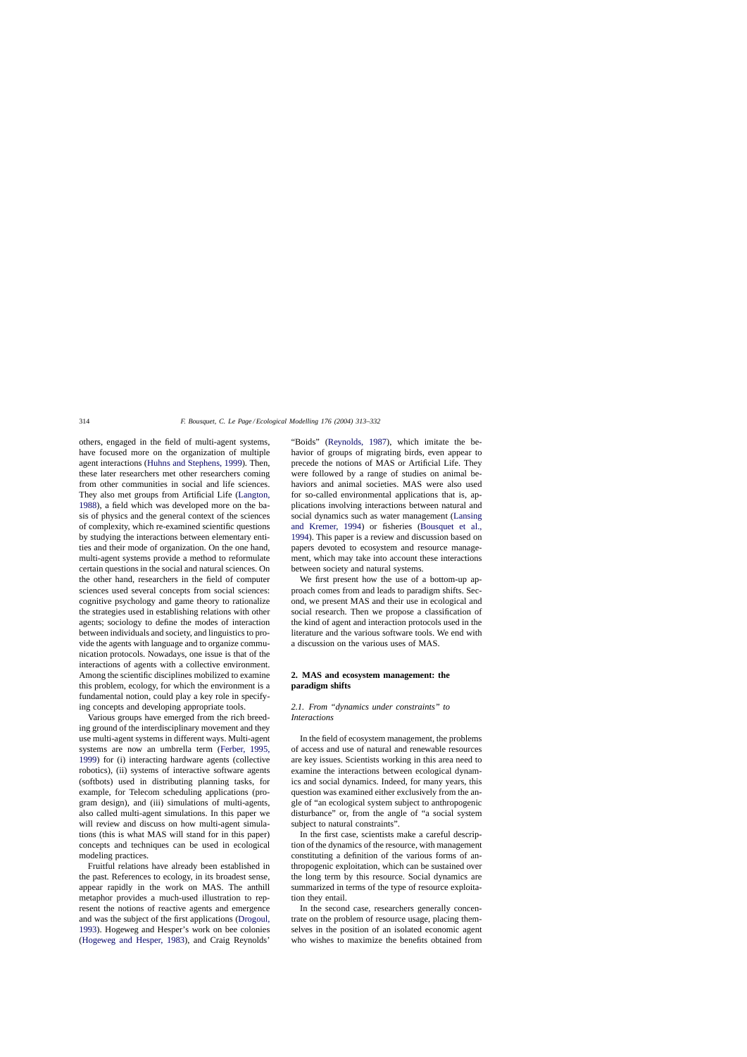others, engaged in the field of multi-agent systems, have focused more on the organization of multiple agent interactions (Huhns and Stephens, 1999). Then, these later researchers met other researchers coming from other communities in social and life sciences. They also met groups from Artificial Life (Langton, 1988), a field which was developed more on the basis of physics and the general context of the sciences of complexity, which re-examined scientific questions by studying the interactions between elementary entities and their mode of organization. On the one hand, multi-agent systems provide a method to reformulate certain questions in the social and natural sciences. On the other hand, researchers in the field of computer sciences used several concepts from social sciences: cognitive psychology and game theory to rationalize the strategies used in establishing relations with other agents; sociology to define the modes of interaction between individuals and society, and linguistics to provide the agents with language and to organize communication protocols. Nowadays, one issue is that of the interactions of agents with a collective environment. Among the scientific disciplines mobilized to examine this problem, ecology, for which the environment is a fundamental notion, could play a key role in specifying concepts and developing appropriate tools.

Various groups have emerged from the rich breeding ground of the interdisciplinary movement and they use multi-agent systems in different ways. Multi-agent systems are now an umbrella term (Ferber, 1995, 1999) for (i) interacting hardware agents (collective robotics), (ii) systems of interactive software agents (softbots) used in distributing planning tasks, for example, for Telecom scheduling applications (program design), and (iii) simulations of multi-agents, also called multi-agent simulations. In this paper we will review and discuss on how multi-agent simulations (this is what MAS will stand for in this paper) concepts and techniques can be used in ecological modeling practices.

Fruitful relations have already been established in the past. References to ecology, in its broadest sense, appear rapidly in the work on MAS. The anthill metaphor provides a much-used illustration to represent the notions of reactive agents and emergence and was the subject of the first applications (Drogoul, 1993). Hogeweg and Hesper's work on bee colonies (Hogeweg and Hesper, 1983), and Craig Reynolds' "Boids" (Reynolds, 1987), which imitate the behavior of groups of migrating birds, even appear to precede the notions of MAS or Artificial Life. They were followed by a range of studies on animal behaviors and animal societies. MAS were also used for so-called environmental applications that is, applications involving interactions between natural and social dynamics such as water management (Lansing and Kremer, 1994) or fisheries (Bousquet et al., 1994). This paper is a review and discussion based on papers devoted to ecosystem and resource management, which may take into account these interactions between society and natural systems.

We first present how the use of a bottom-up approach comes from and leads to paradigm shifts. Second, we present MAS and their use in ecological and social research. Then we propose a classification of the kind of agent and interaction protocols used in the literature and the various software tools. We end with a discussion on the various uses of MAS.

## 2. MAS and ecosystem management: the paradigm shifts

### 2.1. From "dynamics under constraints" to Interactions

In the field of ecosystem management, the problems of access and use of natural and renewable resources are key issues. Scientists working in this area need to examine the interactions between ecological dynamics and social dynamics. Indeed, for many years, this question was examined either exclusively from the angle of "an ecological system subject to anthropogenic disturbance" or, from the angle of "a social system subject to natural constraints".

In the first case, scientists make a careful description of the dynamics of the resource, with management constituting a definition of the various forms of anthropogenic exploitation, which can be sustained over the long term by this resource. Social dynamics are summarized in terms of the type of resource exploitation they entail.

In the second case, researchers generally concentrate on the problem of resource usage, placing themselves in the position of an isolated economic agent who wishes to maximize the benefits obtained from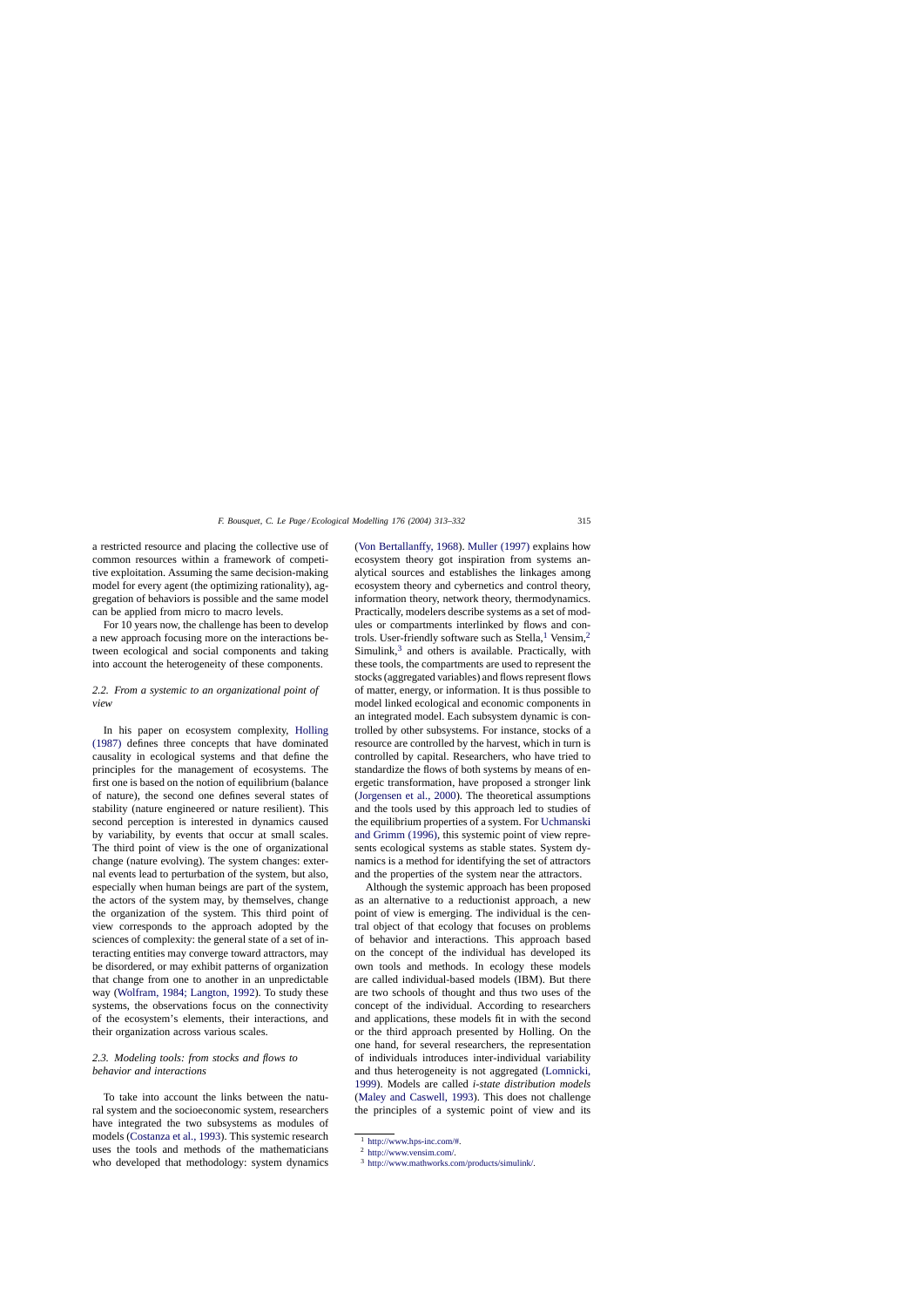a restricted resource and placing the collective use of common resources within a framework of competitive exploitation. Assuming the same decision-making model for every agent (the optimizing rationality), aggregation of behaviors is possible and the same model can be applied from micro to macro levels.

For 10 years now, the challenge has been to develop a new approach focusing more on the interactions between ecological and social components and taking into account the heterogeneity of these components.

### *2.2. From a systemic to an organizational point of view*

In his paper on ecosystem complexity, Holling (1987) defines three concepts that have dominated causality in ecological systems and that define the principles for the management of ecosystems. The first one is based on the notion of equilibrium (balance of nature), the second one defines several states of stability (nature engineered or nature resilient). This second perception is interested in dynamics caused by variability, by events that occur at small scales. The third point of view is the one of organizational change (nature evolving). The system changes: external events lead to perturbation of the system, but also, especially when human beings are part of the system, the actors of the system may, by themselves, change the organization of the system. This third point of view corresponds to the approach adopted by the sciences of complexity: the general state of a set of interacting entities may converge toward attractors, may be disordered, or may exhibit patterns of organization that change from one to another in an unpredictable way (Wolfram, 1984; Langton, 1992). To study these systems, the observations focus on the connectivity of the ecosystem's elements, their interactions, and their organization across various scales.

### *2.3. Modeling tools: from stocks and flows to behavior and interactions*

To take into account the links between the natural system and the socioeconomic system, researchers have integrated the two subsystems as modules of models (Costanza et al., 1993). This systemic research uses the tools and methods of the mathematicians who developed that methodology: system dynamics (Von Bertallanffy, 1968). Muller (1997) explains how ecosystem theory got inspiration from systems analytical sources and establishes the linkages among ecosystem theory and cybernetics and control theory, information theory, network theory, thermodynamics. Practically, modelers describe systems as a set of modules or compartments interlinked by flows and controls. User-friendly software such as Stella,[1] Vensim,[2] Simulink,[3] and others is available. Practically, with these tools, the compartments are used to represent the stocks (aggregated variables) and flows represent flows of matter, energy, or information. It is thus possible to model linked ecological and economic components in an integrated model. Each subsystem dynamic is controlled by other subsystems. For instance, stocks of a resource are controlled by the harvest, which in turn is controlled by capital. Researchers, who have tried to standardize the flows of both systems by means of energetic transformation, have proposed a stronger link (Jorgensen et al., 2000). The theoretical assumptions and the tools used by this approach led to studies of the equilibrium properties of a system. For Uchmanski and Grimm (1996), this systemic point of view represents ecological systems as stable states. System dynamics is a method for identifying the set of attractors and the properties of the system near the attractors.

Although the systemic approach has been proposed as an alternative to a reductionist approach, a new point of view is emerging. The individual is the central object of that ecology that focuses on problems of behavior and interactions. This approach based on the concept of the individual has developed its own tools and methods. In ecology these models are called individual-based models (IBM). But there are two schools of thought and thus two uses of the concept of the individual. According to researchers and applications, these models fit in with the second or the third approach presented by Holling. On the one hand, for several researchers, the representation of individuals introduces inter-individual variability and thus heterogeneity is not aggregated (Lomnicki, 1999). Models are called *i-state distribution models* (Maley and Caswell, 1993). This does not challenge the principles of a systemic point of view and its

[1] http://www.hps-inc.com/#.

[2] http://www.vensim.com/.

[3] http://www.mathworks.com/products/simulink/.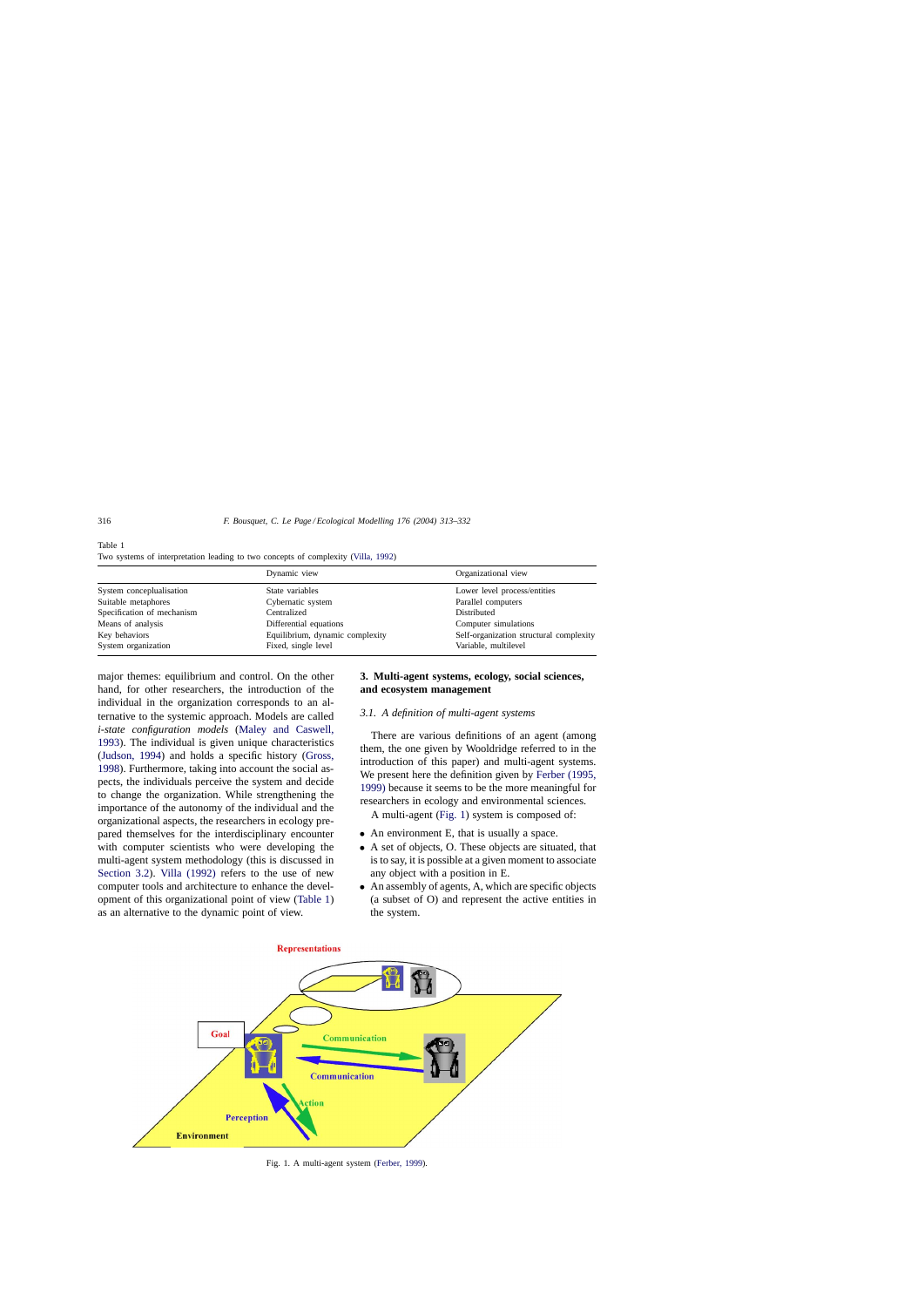Table 1
Two systems of interpretation leading to two concepts of complexity (Villa, 1992)

| | Dynamic view | Organizational view |
|---|---|---|
| System conceplualisation | State variables | Lower level process/entities |
| Suitable metaphores | Cybernatic system | Parallel computers |
| Specification of mechanism | Centralized | Distributed |
| Means of analysis | Differential equations | Computer simulations |
| Key behaviors | Equilibrium, dynamic complexity | Self-organization structural complexity |
| System organization | Fixed, single level | Variable, multilevel |

major themes: equilibrium and control. On the other hand, for other researchers, the introduction of the individual in the organization corresponds to an alternative to the systemic approach. Models are called *i-state configuration models* (Maley and Caswell, 1993). The individual is given unique characteristics (Judson, 1994) and holds a specific history (Gross, 1998). Furthermore, taking into account the social aspects, the individuals perceive the system and decide to change the organization. While strengthening the importance of the autonomy of the individual and the organizational aspects, the researchers in ecology prepared themselves for the interdisciplinary encounter with computer scientists who were developing the multi-agent system methodology (this is discussed in Section 3.2). Villa (1992) refers to the use of new computer tools and architecture to enhance the development of this organizational point of view (Table 1) as an alternative to the dynamic point of view.

## 3. Multi-agent systems, ecology, social sciences, and ecosystem management

### 3.1. A definition of multi-agent systems

There are various definitions of an agent (among them, the one given by Wooldridge referred to in the introduction of this paper) and multi-agent systems. We present here the definition given by Ferber (1995, 1999) because it seems to be the more meaningful for researchers in ecology and environmental sciences.

A multi-agent (Fig. 1) system is composed of:

- An environment E, that is usually a space.
- A set of objects, O. These objects are situated, that is to say, it is possible at a given moment to associate any object with a position in E.
- An assembly of agents, A, which are specific objects (a subset of O) and represent the active entities in the system.

Fig. 1. A multi-agent system (Ferber, 1999).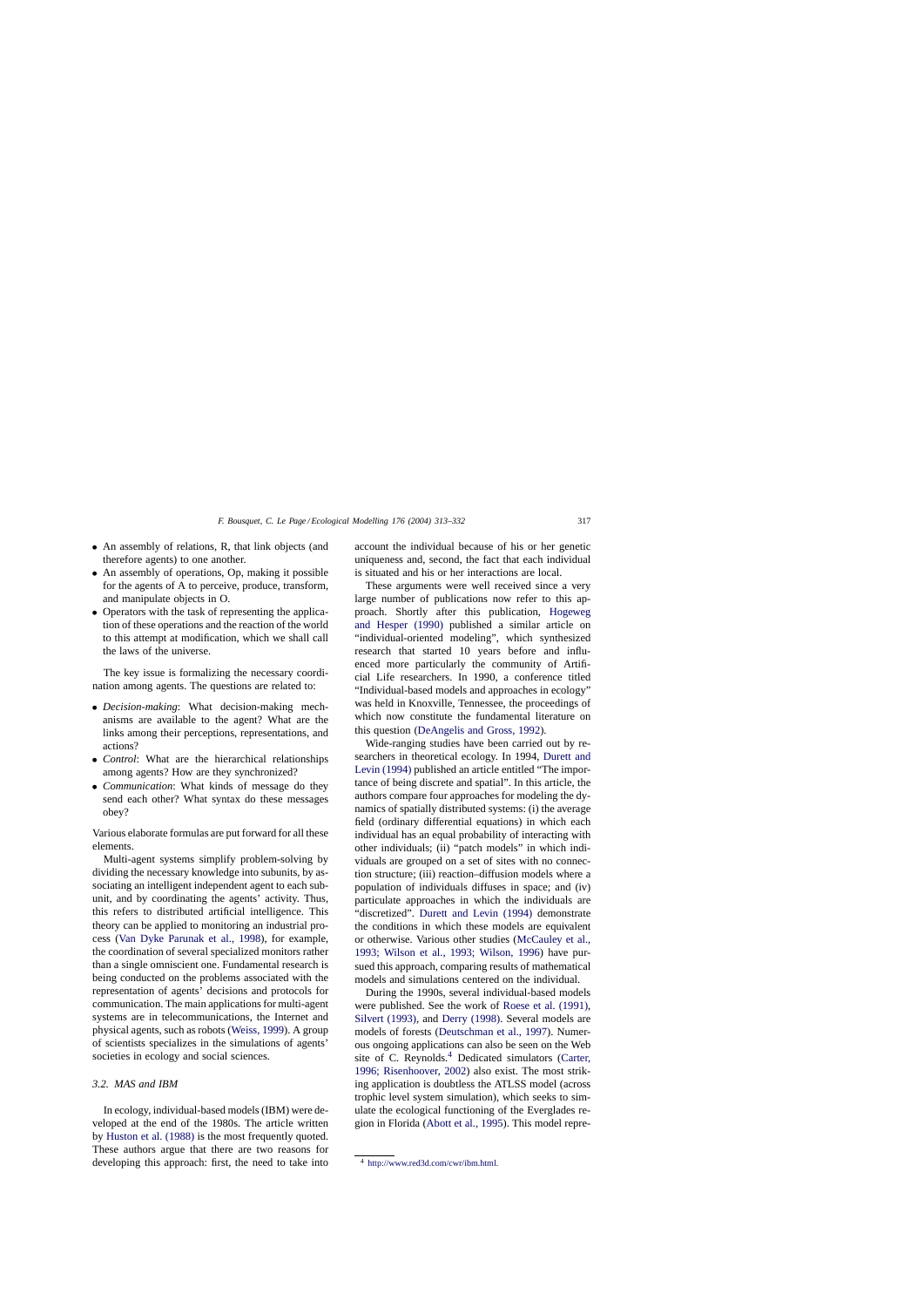- An assembly of relations, R, that link objects (and therefore agents) to one another.
- An assembly of operations, Op, making it possible for the agents of A to perceive, produce, transform, and manipulate objects in O.
- Operators with the task of representing the application of these operations and the reaction of the world to this attempt at modification, which we shall call the laws of the universe.

The key issue is formalizing the necessary coordination among agents. The questions are related to:

- *Decision-making*: What decision-making mechanisms are available to the agent? What are the links among their perceptions, representations, and actions?
- *Control*: What are the hierarchical relationships among agents? How are they synchronized?
- *Communication*: What kinds of message do they send each other? What syntax do these messages obey?

Various elaborate formulas are put forward for all these elements.

Multi-agent systems simplify problem-solving by dividing the necessary knowledge into subunits, by associating an intelligent independent agent to each subunit, and by coordinating the agents' activity. Thus, this refers to distributed artificial intelligence. This theory can be applied to monitoring an industrial process (Van Dyke Parunak et al., 1998), for example, the coordination of several specialized monitors rather than a single omniscient one. Fundamental research is being conducted on the problems associated with the representation of agents' decisions and protocols for communication. The main applications for multi-agent systems are in telecommunications, the Internet and physical agents, such as robots (Weiss, 1999). A group of scientists specializes in the simulations of agents' societies in ecology and social sciences.

### 3.2. MAS and IBM

In ecology, individual-based models (IBM) were developed at the end of the 1980s. The article written by Huston et al. (1988) is the most frequently quoted. These authors argue that there are two reasons for developing this approach: first, the need to take into account the individual because of his or her genetic uniqueness and, second, the fact that each individual is situated and his or her interactions are local.

These arguments were well received since a very large number of publications now refer to this approach. Shortly after this publication, Hogeweg and Hesper (1990) published a similar article on "individual-oriented modeling", which synthesized research that started 10 years before and influenced more particularly the community of Artificial Life researchers. In 1990, a conference titled "Individual-based models and approaches in ecology" was held in Knoxville, Tennessee, the proceedings of which now constitute the fundamental literature on this question (DeAngelis and Gross, 1992).

Wide-ranging studies have been carried out by researchers in theoretical ecology. In 1994, Durett and Levin (1994) published an article entitled "The importance of being discrete and spatial". In this article, the authors compare four approaches for modeling the dynamics of spatially distributed systems: (i) the average field (ordinary differential equations) in which each individual has an equal probability of interacting with other individuals; (ii) "patch models" in which individuals are grouped on a set of sites with no connection structure; (iii) reaction–diffusion models where a population of individuals diffuses in space; and (iv) particulate approaches in which the individuals are "discretized". Durett and Levin (1994) demonstrate the conditions in which these models are equivalent or otherwise. Various other studies (McCauley et al., 1993; Wilson et al., 1993; Wilson, 1996) have pursued this approach, comparing results of mathematical models and simulations centered on the individual.

During the 1990s, several individual-based models were published. See the work of Roese et al. (1991), Silvert (1993), and Derry (1998). Several models are models of forests (Deutschman et al., 1997). Numerous ongoing applications can also be seen on the Web site of C. Reynolds.[4] Dedicated simulators (Carter, 1996; Risenhoover, 2002) also exist. The most striking application is doubtless the ATLSS model (across trophic level system simulation), which seeks to simulate the ecological functioning of the Everglades region in Florida (Abott et al., 1995). This model repre-

[4] http://www.red3d.com/cwr/ibm.html.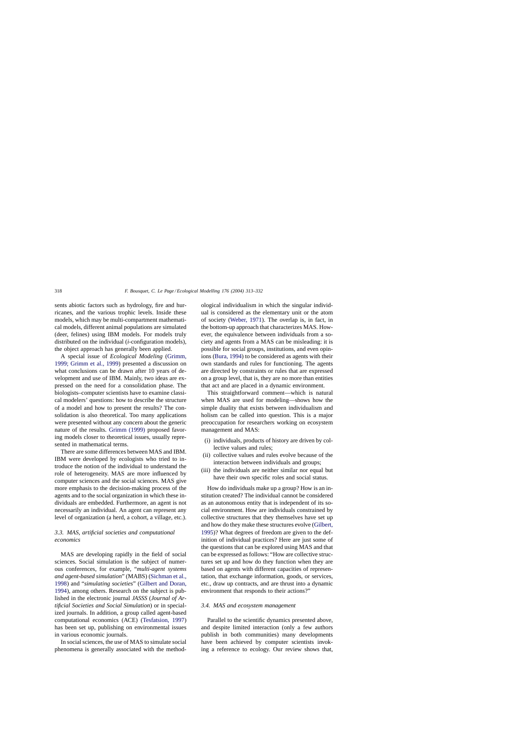sents abiotic factors such as hydrology, fire and hurricanes, and the various trophic levels. Inside these models, which may be multi-compartment mathematical models, different animal populations are simulated (deer, felines) using IBM models. For models truly distributed on the individual (*i*-configuration models), the object approach has generally been applied.

A special issue of *Ecological Modeling* (Grimm, 1999; Grimm et al., 1999) presented a discussion on what conclusions can be drawn after 10 years of development and use of IBM. Mainly, two ideas are expressed on the need for a consolidation phase. The biologists–computer scientists have to examine classical modelers' questions: how to describe the structure of a model and how to present the results? The consolidation is also theoretical. Too many applications were presented without any concern about the generic nature of the results. Grimm (1999) proposed favoring models closer to theoretical issues, usually represented in mathematical terms.

There are some differences between MAS and IBM. IBM were developed by ecologists who tried to introduce the notion of the individual to understand the role of heterogeneity. MAS are more influenced by computer sciences and the social sciences. MAS give more emphasis to the decision-making process of the agents and to the social organization in which these individuals are embedded. Furthermore, an agent is not necessarily an individual. An agent can represent any level of organization (a herd, a cohort, a village, etc.).

### 3.3. MAS, artificial societies and computational economics

MAS are developing rapidly in the field of social sciences. Social simulation is the subject of numerous conferences, for example, "*multi-agent systems and agent-based simulation*" (MABS) (Sichman et al., 1998) and "*simulating societies*" (Gilbert and Doran, 1994), among others. Research on the subject is published in the electronic journal *JASSS* (*Journal of Artificial Societies and Social Simulation*) or in specialized journals. In addition, a group called agent-based computational economics (ACE) (Tesfatsion, 1997) has been set up, publishing on environmental issues in various economic journals.

In social sciences, the use of MAS to simulate social phenomena is generally associated with the methodological individualism in which the singular individual is considered as the elementary unit or the atom of society (Weber, 1971). The overlap is, in fact, in the bottom-up approach that characterizes MAS. However, the equivalence between individuals from a society and agents from a MAS can be misleading: it is possible for social groups, institutions, and even opinions (Bura, 1994) to be considered as agents with their own standards and rules for functioning. The agents are directed by constraints or rules that are expressed on a group level, that is, they are no more than entities that act and are placed in a dynamic environment.

This straightforward comment—which is natural when MAS are used for modeling—shows how the simple duality that exists between individualism and holism can be called into question. This is a major preoccupation for researchers working on ecosystem management and MAS:

- (i) individuals, products of history are driven by collective values and rules;
- (ii) collective values and rules evolve because of the interaction between individuals and groups;
- (iii) the individuals are neither similar nor equal but have their own specific roles and social status.

How do individuals make up a group? How is an institution created? The individual cannot be considered as an autonomous entity that is independent of its social environment. How are individuals constrained by collective structures that they themselves have set up and how do they make these structures evolve (Gilbert, 1995)? What degrees of freedom are given to the definition of individual practices? Here are just some of the questions that can be explored using MAS and that can be expressed as follows: "How are collective structures set up and how do they function when they are based on agents with different capacities of representation, that exchange information, goods, or services, etc., draw up contracts, and are thrust into a dynamic environment that responds to their actions?"

### 3.4. MAS and ecosystem management

Parallel to the scientific dynamics presented above, and despite limited interaction (only a few authors publish in both communities) many developments have been achieved by computer scientists invoking a reference to ecology. Our review shows that,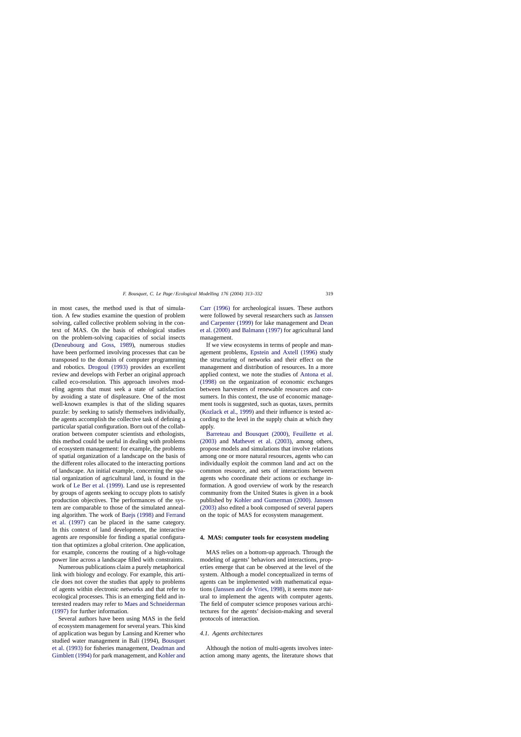in most cases, the method used is that of simulation. A few studies examine the question of problem solving, called collective problem solving in the context of MAS. On the basis of ethological studies on the problem-solving capacities of social insects (Deneubourg and Goss, 1989), numerous studies have been performed involving processes that can be transposed to the domain of computer programming and robotics. Drogoul (1993) provides an excellent review and develops with Ferber an original approach called eco-resolution. This approach involves modeling agents that must seek a state of satisfaction by avoiding a state of displeasure. One of the most well-known examples is that of the sliding squares puzzle: by seeking to satisfy themselves individually, the agents accomplish the collective task of defining a particular spatial configuration. Born out of the collaboration between computer scientists and ethologists, this method could be useful in dealing with problems of ecosystem management: for example, the problems of spatial organization of a landscape on the basis of the different roles allocated to the interacting portions of landscape. An initial example, concerning the spatial organization of agricultural land, is found in the work of Le Ber et al. (1999). Land use is represented by groups of agents seeking to occupy plots to satisfy production objectives. The performances of the system are comparable to those of the simulated annealing algorithm. The work of Baejs (1998) and Ferrand et al. (1997) can be placed in the same category. In this context of land development, the interactive agents are responsible for finding a spatial configuration that optimizes a global criterion. One application, for example, concerns the routing of a high-voltage power line across a landscape filled with constraints.

Numerous publications claim a purely metaphorical link with biology and ecology. For example, this article does not cover the studies that apply to problems of agents within electronic networks and that refer to ecological processes. This is an emerging field and interested readers may refer to Maes and Schneiderman (1997) for further information.

Several authors have been using MAS in the field of ecosystem management for several years. This kind of application was begun by Lansing and Kremer who studied water management in Bali (1994), Bousquet et al. (1993) for fisheries management, Deadman and Gimblett (1994) for park management, and Kohler and Carr (1996) for archeological issues. These authors were followed by several researchers such as Janssen and Carpenter (1999) for lake management and Dean et al. (2000) and Balmann (1997) for agricultural land management.

If we view ecosystems in terms of people and management problems, Epstein and Axtell (1996) study the structuring of networks and their effect on the management and distribution of resources. In a more applied context, we note the studies of Antona et al. (1998) on the organization of economic exchanges between harvesters of renewable resources and consumers. In this context, the use of economic management tools is suggested, such as quotas, taxes, permits (Kozlack et al., 1999) and their influence is tested according to the level in the supply chain at which they apply.

Barreteau and Bousquet (2000), Feuillette et al. (2003) and Mathevet et al. (2003), among others, propose models and simulations that involve relations among one or more natural resources, agents who can individually exploit the common land and act on the common resource, and sets of interactions between agents who coordinate their actions or exchange information. A good overview of work by the research community from the United States is given in a book published by Kohler and Gumerman (2000). Janssen (2003) also edited a book composed of several papers on the topic of MAS for ecosystem management.

## 4. MAS: computer tools for ecosystem modeling

MAS relies on a bottom-up approach. Through the modeling of agents' behaviors and interactions, properties emerge that can be observed at the level of the system. Although a model conceptualized in terms of agents can be implemented with mathematical equations (Janssen and de Vries, 1998), it seems more natural to implement the agents with computer agents. The field of computer science proposes various architectures for the agents' decision-making and several protocols of interaction.

### *4.1. Agents architectures*

Although the notion of multi-agents involves interaction among many agents, the literature shows that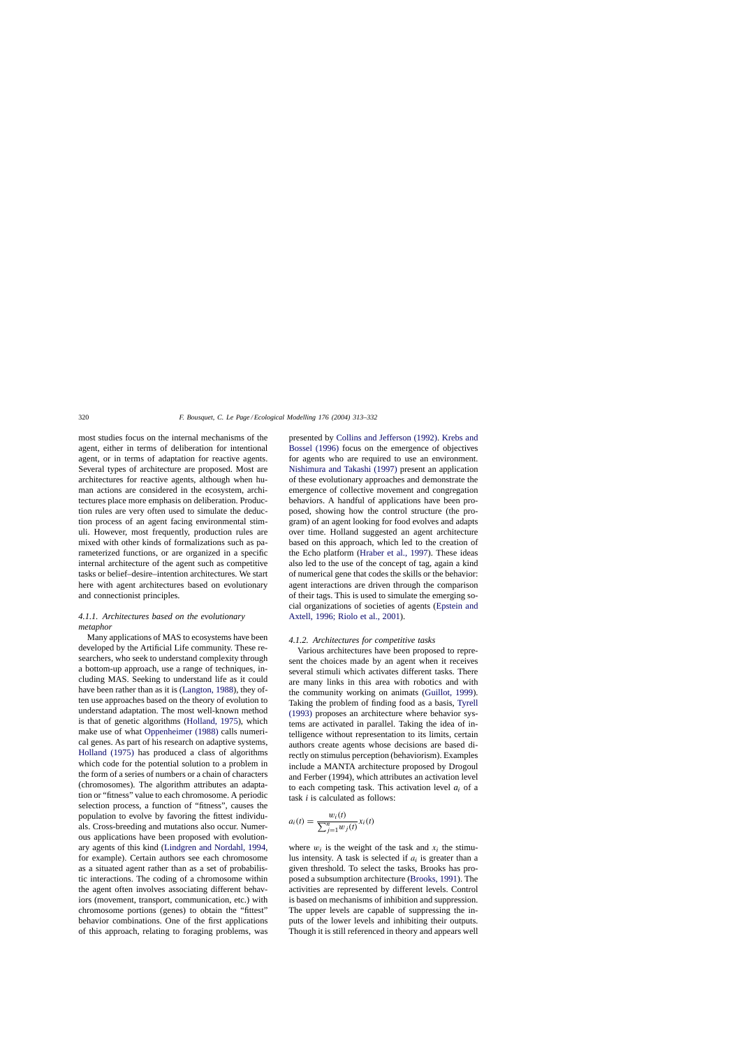most studies focus on the internal mechanisms of the agent, either in terms of deliberation for intentional agent, or in terms of adaptation for reactive agents. Several types of architecture are proposed. Most are architectures for reactive agents, although when human actions are considered in the ecosystem, architectures place more emphasis on deliberation. Production rules are very often used to simulate the deduction process of an agent facing environmental stimuli. However, most frequently, production rules are mixed with other kinds of formalizations such as parameterized functions, or are organized in a specific internal architecture of the agent such as competitive tasks or belief–desire–intention architectures. We start here with agent architectures based on evolutionary and connectionist principles.

#### *4.1.1. Architectures based on the evolutionary metaphor*

Many applications of MAS to ecosystems have been developed by the Artificial Life community. These researchers, who seek to understand complexity through a bottom-up approach, use a range of techniques, including MAS. Seeking to understand life as it could have been rather than as it is (Langton, 1988), they often use approaches based on the theory of evolution to understand adaptation. The most well-known method is that of genetic algorithms (Holland, 1975), which make use of what Oppenheimer (1988) calls numerical genes. As part of his research on adaptive systems, Holland (1975) has produced a class of algorithms which code for the potential solution to a problem in the form of a series of numbers or a chain of characters (chromosomes). The algorithm attributes an adaptation or "fitness" value to each chromosome. A periodic selection process, a function of "fitness", causes the population to evolve by favoring the fittest individuals. Cross-breeding and mutations also occur. Numerous applications have been proposed with evolutionary agents of this kind (Lindgren and Nordahl, 1994, for example). Certain authors see each chromosome as a situated agent rather than as a set of probabilistic interactions. The coding of a chromosome within the agent often involves associating different behaviors (movement, transport, communication, etc.) with chromosome portions (genes) to obtain the "fittest" behavior combinations. One of the first applications of this approach, relating to foraging problems, was presented by Collins and Jefferson (1992). Krebs and Bossel (1996) focus on the emergence of objectives for agents who are required to use an environment. Nishimura and Takashi (1997) present an application of these evolutionary approaches and demonstrate the emergence of collective movement and congregation behaviors. A handful of applications have been proposed, showing how the control structure (the program) of an agent looking for food evolves and adapts over time. Holland suggested an agent architecture based on this approach, which led to the creation of the Echo platform (Hraber et al., 1997). These ideas also led to the use of the concept of tag, again a kind of numerical gene that codes the skills or the behavior: agent interactions are driven through the comparison of their tags. This is used to simulate the emerging social organizations of societies of agents (Epstein and Axtell, 1996; Riolo et al., 2001).

#### *4.1.2. Architectures for competitive tasks*

Various architectures have been proposed to represent the choices made by an agent when it receives several stimuli which activates different tasks. There are many links in this area with robotics and with the community working on animats (Guillot, 1999). Taking the problem of finding food as a basis, Tyrell (1993) proposes an architecture where behavior systems are activated in parallel. Taking the idea of intelligence without representation to its limits, certain authors create agents whose decisions are based directly on stimulus perception (behaviorism). Examples include a MANTA architecture proposed by Drogoul and Ferber (1994), which attributes an activation level to each competing task. This activation level $a_i$ of a task $i$ is calculated as follows:

$$a_i(t) = \frac{w_i(t)}{\sum_{j=1}^{n} w_j(t)} x_i(t)$$

where $w_i$ is the weight of the task and $x_i$ the stimulus intensity. A task is selected if $a_i$ is greater than a given threshold. To select the tasks, Brooks has proposed a subsumption architecture (Brooks, 1991). The activities are represented by different levels. Control is based on mechanisms of inhibition and suppression. The upper levels are capable of suppressing the inputs of the lower levels and inhibiting their outputs. Though it is still referenced in theory and appears well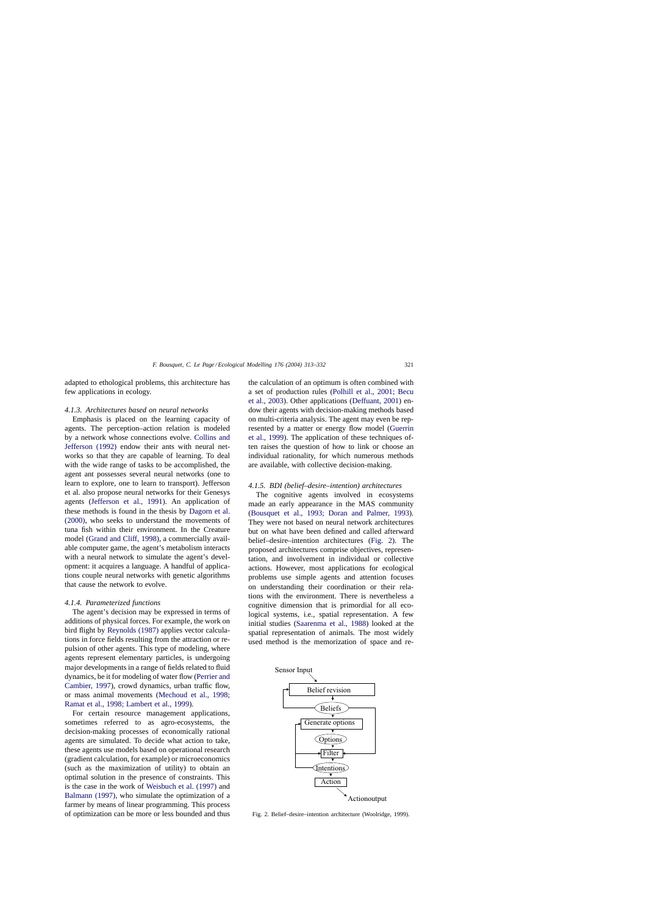adapted to ethological problems, this architecture has few applications in ecology.

#### *4.1.3. Architectures based on neural networks*

Emphasis is placed on the learning capacity of agents. The perception–action relation is modeled by a network whose connections evolve. Collins and Jefferson (1992) endow their ants with neural networks so that they are capable of learning. To deal with the wide range of tasks to be accomplished, the agent ant possesses several neural networks (one to learn to explore, one to learn to transport). Jefferson et al. also propose neural networks for their Genesys agents (Jefferson et al., 1991). An application of these methods is found in the thesis by Dagorn et al. (2000), who seeks to understand the movements of tuna fish within their environment. In the Creature model (Grand and Cliff, 1998), a commercially available computer game, the agent's metabolism interacts with a neural network to simulate the agent's development: it acquires a language. A handful of applications couple neural networks with genetic algorithms that cause the network to evolve.

#### *4.1.4. Parameterized functions*

The agent's decision may be expressed in terms of additions of physical forces. For example, the work on bird flight by Reynolds (1987) applies vector calculations in force fields resulting from the attraction or repulsion of other agents. This type of modeling, where agents represent elementary particles, is undergoing major developments in a range of fields related to fluid dynamics, be it for modeling of water flow (Perrier and Cambier, 1997), crowd dynamics, urban traffic flow, or mass animal movements (Mechoud et al., 1998; Ramat et al., 1998; Lambert et al., 1999).

For certain resource management applications, sometimes referred to as agro-ecosystems, the decision-making processes of economically rational agents are simulated. To decide what action to take, these agents use models based on operational research (gradient calculation, for example) or microeconomics (such as the maximization of utility) to obtain an optimal solution in the presence of constraints. This is the case in the work of Weisbuch et al. (1997) and Balmann (1997), who simulate the optimization of a farmer by means of linear programming. This process of optimization can be more or less bounded and thus the calculation of an optimum is often combined with a set of production rules (Polhill et al., 2001; Becu et al., 2003). Other applications (Deffuant, 2001) endow their agents with decision-making methods based on multi-criteria analysis. The agent may even be represented by a matter or energy flow model (Guerrin et al., 1999). The application of these techniques often raises the question of how to link or choose an individual rationality, for which numerous methods are available, with collective decision-making.

#### *4.1.5. BDI (belief–desire–intention) architectures*

The cognitive agents involved in ecosystems made an early appearance in the MAS community (Bousquet et al., 1993; Doran and Palmer, 1993). They were not based on neural network architectures but on what have been defined and called afterward belief–desire–intention architectures (Fig. 2). The proposed architectures comprise objectives, representation, and involvement in individual or collective actions. However, most applications for ecological problems use simple agents and attention focuses on understanding their coordination or their relations with the environment. There is nevertheless a cognitive dimension that is primordial for all ecological systems, i.e., spatial representation. A few initial studies (Saarenma et al., 1988) looked at the spatial representation of animals. The most widely used method is the memorization of space and re-

Fig. 2. Belief–desire–intention architecture (Woolridge, 1999).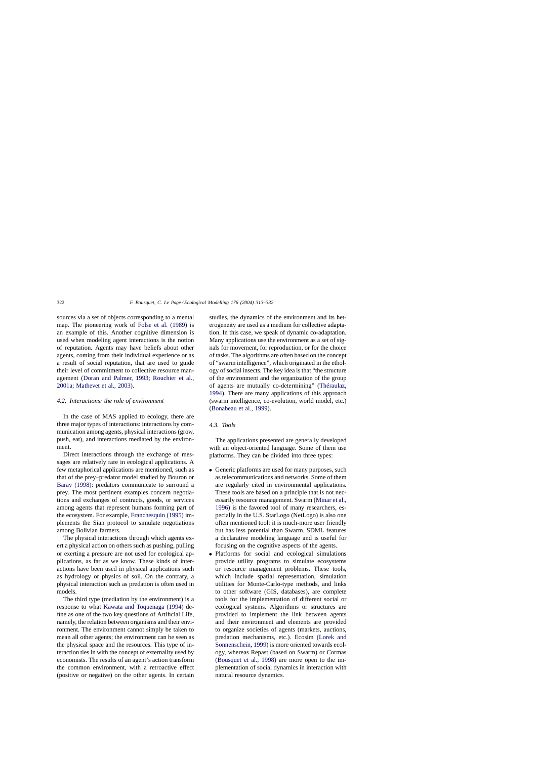sources via a set of objects corresponding to a mental map. The pioneering work of Folse et al. (1989) is an example of this. Another cognitive dimension is used when modeling agent interactions is the notion of reputation. Agents may have beliefs about other agents, coming from their individual experience or as a result of social reputation, that are used to guide their level of commitment to collective resource management (Doran and Palmer, 1993; Rouchier et al., 2001a; Mathevet et al., 2003).

### *4.2. Interactions: the role of environment*

In the case of MAS applied to ecology, there are three major types of interactions: interactions by communication among agents, physical interactions (grow, push, eat), and interactions mediated by the environment.

Direct interactions through the exchange of messages are relatively rare in ecological applications. A few metaphorical applications are mentioned, such as that of the prey–predator model studied by Bouron or Baray (1998): predators communicate to surround a prey. The most pertinent examples concern negotiations and exchanges of contracts, goods, or services among agents that represent humans forming part of the ecosystem. For example, Franchesquin (1995) implements the Sian protocol to simulate negotiations among Bolivian farmers.

The physical interactions through which agents exert a physical action on others such as pushing, pulling or exerting a pressure are not used for ecological applications, as far as we know. These kinds of interactions have been used in physical applications such as hydrology or physics of soil. On the contrary, a physical interaction such as predation is often used in models.

The third type (mediation by the environment) is a response to what Kawata and Toquenaga (1994) define as one of the two key questions of Artificial Life, namely, the relation between organisms and their environment. The environment cannot simply be taken to mean all other agents; the environment can be seen as the physical space and the resources. This type of interaction ties in with the concept of externality used by economists. The results of an agent's action transform the common environment, with a retroactive effect (positive or negative) on the other agents. In certain studies, the dynamics of the environment and its heterogeneity are used as a medium for collective adaptation. In this case, we speak of dynamic co-adaptation. Many applications use the environment as a set of signals for movement, for reproduction, or for the choice of tasks. The algorithms are often based on the concept of "swarm intelligence", which originated in the ethology of social insects. The key idea is that "the structure of the environment and the organization of the group of agents are mutually co-determining" (Théraulaz, 1994). There are many applications of this approach (swarm intelligence, co-evolution, world model, etc.) (Bonabeau et al., 1999).

### *4.3. Tools*

The applications presented are generally developed with an object-oriented language. Some of them use platforms. They can be divided into three types:

- Generic platforms are used for many purposes, such as telecommunications and networks. Some of them are regularly cited in environmental applications. These tools are based on a principle that is not necessarily resource management. Swarm (Minar et al., 1996) is the favored tool of many researchers, especially in the U.S. StarLogo (NetLogo) is also one often mentioned tool: it is much-more user friendly but has less potential than Swarm. SDML features a declarative modeling language and is useful for focusing on the cognitive aspects of the agents.
- Platforms for social and ecological simulations provide utility programs to simulate ecosystems or resource management problems. These tools, which include spatial representation, simulation utilities for Monte-Carlo-type methods, and links to other software (GIS, databases), are complete tools for the implementation of different social or ecological systems. Algorithms or structures are provided to implement the link between agents and their environment and elements are provided to organize societies of agents (markets, auctions, predation mechanisms, etc.). Ecosim (Lorek and Sonnenschein, 1999) is more oriented towards ecology, whereas Repast (based on Swarm) or Cormas (Bousquet et al., 1998) are more open to the implementation of social dynamics in interaction with natural resource dynamics.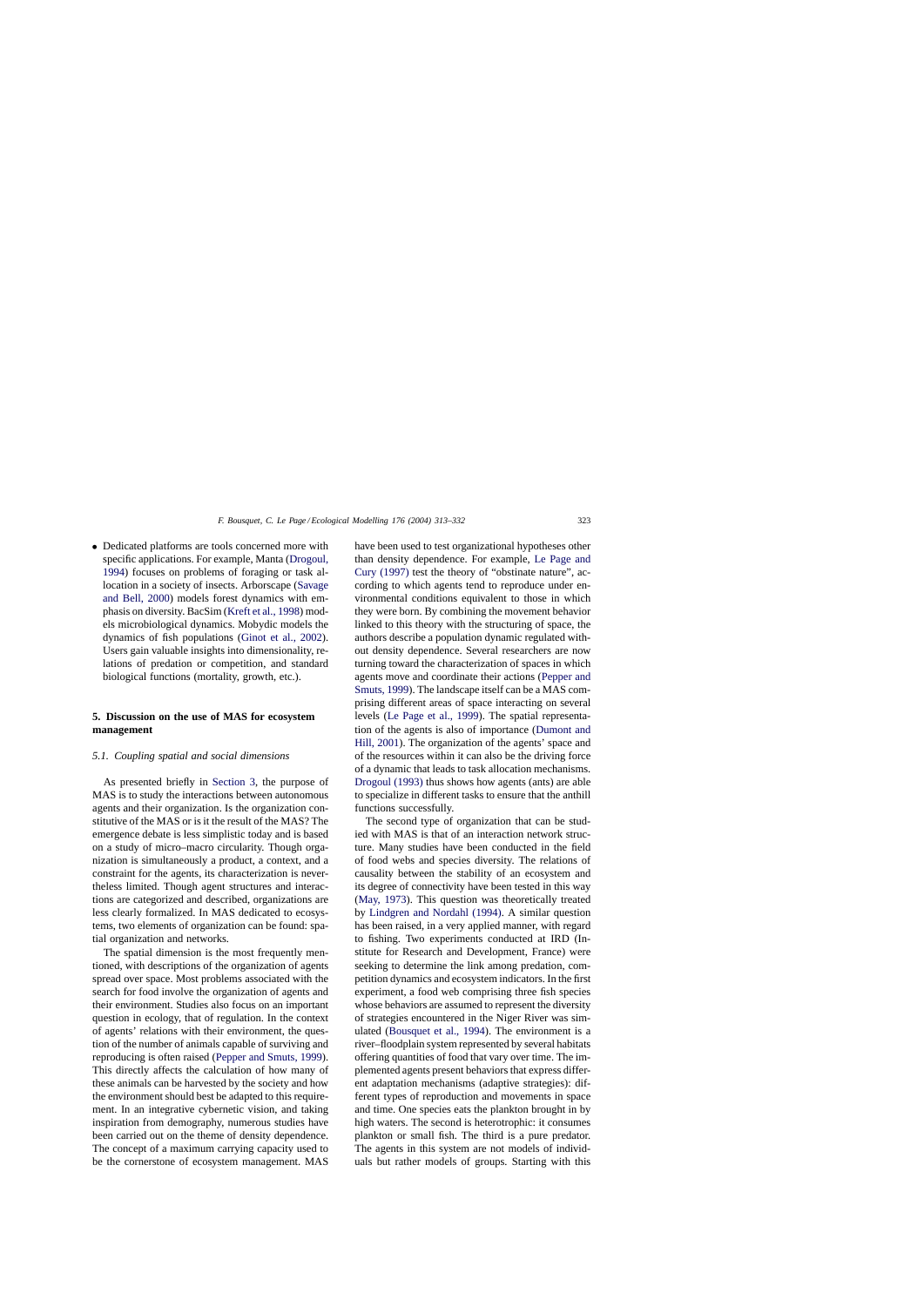- Dedicated platforms are tools concerned more with specific applications. For example, Manta (Drogoul, 1994) focuses on problems of foraging or task allocation in a society of insects. Arborscape (Savage and Bell, 2000) models forest dynamics with emphasis on diversity. BacSim (Kreft et al., 1998) models microbiological dynamics. Mobydic models the dynamics of fish populations (Ginot et al., 2002). Users gain valuable insights into dimensionality, relations of predation or competition, and standard biological functions (mortality, growth, etc.).

## 5. Discussion on the use of MAS for ecosystem management

### 5.1. Coupling spatial and social dimensions

As presented briefly in Section 3, the purpose of MAS is to study the interactions between autonomous agents and their organization. Is the organization constitutive of the MAS or is it the result of the MAS? The emergence debate is less simplistic today and is based on a study of micro–macro circularity. Though organization is simultaneously a product, a context, and a constraint for the agents, its characterization is nevertheless limited. Though agent structures and interactions are categorized and described, organizations are less clearly formalized. In MAS dedicated to ecosystems, two elements of organization can be found: spatial organization and networks.

The spatial dimension is the most frequently mentioned, with descriptions of the organization of agents spread over space. Most problems associated with the search for food involve the organization of agents and their environment. Studies also focus on an important question in ecology, that of regulation. In the context of agents' relations with their environment, the question of the number of animals capable of surviving and reproducing is often raised (Pepper and Smuts, 1999). This directly affects the calculation of how many of these animals can be harvested by the society and how the environment should best be adapted to this requirement. In an integrative cybernetic vision, and taking inspiration from demography, numerous studies have been carried out on the theme of density dependence. The concept of a maximum carrying capacity used to be the cornerstone of ecosystem management. MAS have been used to test organizational hypotheses other than density dependence. For example, Le Page and Cury (1997) test the theory of "obstinate nature", according to which agents tend to reproduce under environmental conditions equivalent to those in which they were born. By combining the movement behavior linked to this theory with the structuring of space, the authors describe a population dynamic regulated without density dependence. Several researchers are now turning toward the characterization of spaces in which agents move and coordinate their actions (Pepper and Smuts, 1999). The landscape itself can be a MAS comprising different areas of space interacting on several levels (Le Page et al., 1999). The spatial representation of the agents is also of importance (Dumont and Hill, 2001). The organization of the agents' space and of the resources within it can also be the driving force of a dynamic that leads to task allocation mechanisms. Drogoul (1993) thus shows how agents (ants) are able to specialize in different tasks to ensure that the anthill functions successfully.

The second type of organization that can be studied with MAS is that of an interaction network structure. Many studies have been conducted in the field of food webs and species diversity. The relations of causality between the stability of an ecosystem and its degree of connectivity have been tested in this way (May, 1973). This question was theoretically treated by Lindgren and Nordahl (1994). A similar question has been raised, in a very applied manner, with regard to fishing. Two experiments conducted at IRD (Institute for Research and Development, France) were seeking to determine the link among predation, competition dynamics and ecosystem indicators. In the first experiment, a food web comprising three fish species whose behaviors are assumed to represent the diversity of strategies encountered in the Niger River was simulated (Bousquet et al., 1994). The environment is a river–floodplain system represented by several habitats offering quantities of food that vary over time. The implemented agents present behaviors that express different adaptation mechanisms (adaptive strategies): different types of reproduction and movements in space and time. One species eats the plankton brought in by high waters. The second is heterotrophic: it consumes plankton or small fish. The third is a pure predator. The agents in this system are not models of individuals but rather models of groups. Starting with this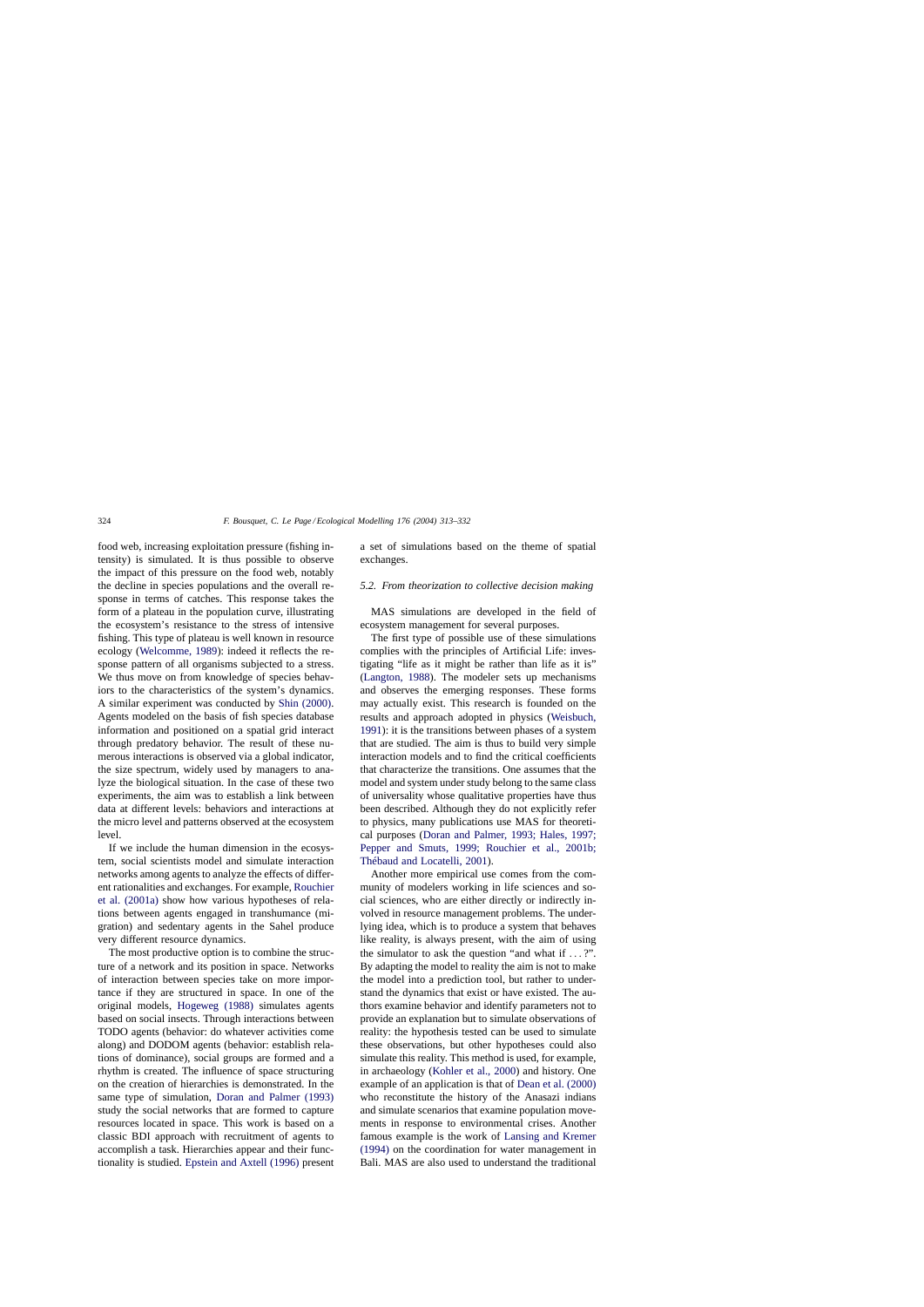food web, increasing exploitation pressure (fishing intensity) is simulated. It is thus possible to observe the impact of this pressure on the food web, notably the decline in species populations and the overall response in terms of catches. This response takes the form of a plateau in the population curve, illustrating the ecosystem's resistance to the stress of intensive fishing. This type of plateau is well known in resource ecology (Welcomme, 1989): indeed it reflects the response pattern of all organisms subjected to a stress. We thus move on from knowledge of species behaviors to the characteristics of the system's dynamics. A similar experiment was conducted by Shin (2000). Agents modeled on the basis of fish species database information and positioned on a spatial grid interact through predatory behavior. The result of these numerous interactions is observed via a global indicator, the size spectrum, widely used by managers to analyze the biological situation. In the case of these two experiments, the aim was to establish a link between data at different levels: behaviors and interactions at the micro level and patterns observed at the ecosystem level.

If we include the human dimension in the ecosystem, social scientists model and simulate interaction networks among agents to analyze the effects of different rationalities and exchanges. For example, Rouchier et al. (2001a) show how various hypotheses of relations between agents engaged in transhumance (migration) and sedentary agents in the Sahel produce very different resource dynamics.

The most productive option is to combine the structure of a network and its position in space. Networks of interaction between species take on more importance if they are structured in space. In one of the original models, Hogeweg (1988) simulates agents based on social insects. Through interactions between TODO agents (behavior: do whatever activities come along) and DODOM agents (behavior: establish relations of dominance), social groups are formed and a rhythm is created. The influence of space structuring on the creation of hierarchies is demonstrated. In the same type of simulation, Doran and Palmer (1993) study the social networks that are formed to capture resources located in space. This work is based on a classic BDI approach with recruitment of agents to accomplish a task. Hierarchies appear and their functionality is studied. Epstein and Axtell (1996) present a set of simulations based on the theme of spatial exchanges.

### 5.2. From theorization to collective decision making

MAS simulations are developed in the field of ecosystem management for several purposes.

The first type of possible use of these simulations complies with the principles of Artificial Life: investigating "life as it might be rather than life as it is" (Langton, 1988). The modeler sets up mechanisms and observes the emerging responses. These forms may actually exist. This research is founded on the results and approach adopted in physics (Weisbuch, 1991): it is the transitions between phases of a system that are studied. The aim is thus to build very simple interaction models and to find the critical coefficients that characterize the transitions. One assumes that the model and system under study belong to the same class of universality whose qualitative properties have thus been described. Although they do not explicitly refer to physics, many publications use MAS for theoretical purposes (Doran and Palmer, 1993; Hales, 1997; Pepper and Smuts, 1999; Rouchier et al., 2001b; Thébaud and Locatelli, 2001).

Another more empirical use comes from the community of modelers working in life sciences and social sciences, who are either directly or indirectly involved in resource management problems. The underlying idea, which is to produce a system that behaves like reality, is always present, with the aim of using the simulator to ask the question "and what if . . . ?". By adapting the model to reality the aim is not to make the model into a prediction tool, but rather to understand the dynamics that exist or have existed. The authors examine behavior and identify parameters not to provide an explanation but to simulate observations of reality: the hypothesis tested can be used to simulate these observations, but other hypotheses could also simulate this reality. This method is used, for example, in archaeology (Kohler et al., 2000) and history. One example of an application is that of Dean et al. (2000) who reconstitute the history of the Anasazi indians and simulate scenarios that examine population movements in response to environmental crises. Another famous example is the work of Lansing and Kremer (1994) on the coordination for water management in Bali. MAS are also used to understand the traditional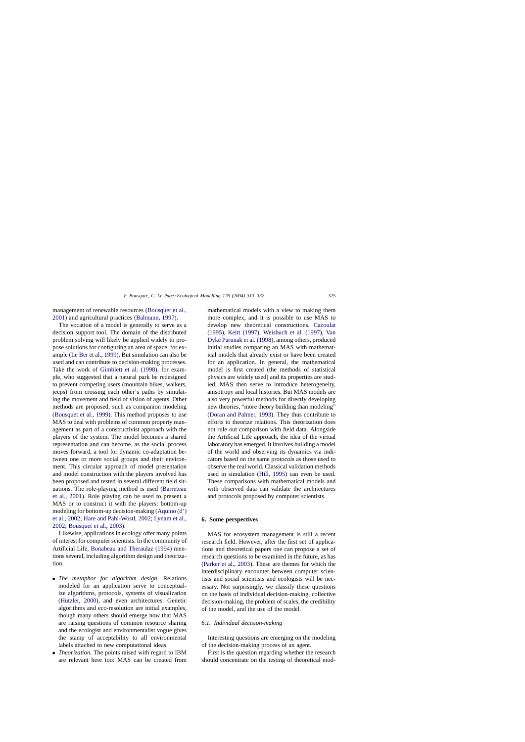management of renewable resources (Bousquet et al., 2001) and agricultural practices (Balmann, 1997).

The vocation of a model is generally to serve as a decision support tool. The domain of the distributed problem solving will likely be applied widely to propose solutions for configuring an area of space, for example (Le Ber et al., 1999). But simulation can also be used and can contribute to decision-making processes. Take the work of Gimblett et al. (1998), for example, who suggested that a natural park be redesigned to prevent competing users (mountain bikes, walkers, jeeps) from crossing each other's paths by simulating the movement and field of vision of agents. Other methods are proposed, such as companion modeling (Bousquet et al., 1999). This method proposes to use MAS to deal with problems of common property management as part of a constructivist approach with the players of the system. The model becomes a shared representation and can become, as the social process moves forward, a tool for dynamic co-adaptation between one or more social groups and their environment. This circular approach of model presentation and model construction with the players involved has been proposed and tested in several different field situations. The role-playing method is used (Barreteau et al., 2001). Role playing can be used to present a MAS or to construct it with the players: bottom-up modeling for bottom-up decision-making (Aquino (d') et al., 2002; Hare and Pahl-Wostl, 2002; Lynam et al., 2002; Bousquet et al., 2003).

Likewise, applications in ecology offer many points of interest for computer scientists. In the community of Artificial Life, Bonabeau and Theraulaz (1994) mentions several, including algorithm design and theorization.

- *The metaphor for algorithm design*. Relations modeled for an application serve to conceptualize algorithms, protocols, systems of visualization (Hutzler, 2000), and even architectures. Genetic algorithms and eco-resolution are initial examples, though many others should emerge now that MAS are raising questions of common resource sharing and the ecologist and environmentalist vogue gives the stamp of acceptability to all environmental labels attached to new computational ideas.
- *Theorization*. The points raised with regard to IBM are relevant here too: MAS can be created from mathematical models with a view to making them more complex, and it is possible to use MAS to develop new theoretical constructions. Cazoulat (1995), Keitt (1997), Weisbuch et al. (1997), Van Dyke Parunak et al. (1998), among others, produced initial studies comparing an MAS with mathematical models that already exist or have been created for an application. In general, the mathematical model is first created (the methods of statistical physics are widely used) and its properties are studied. MAS then serve to introduce heterogeneity, anisotropy and local histories. But MAS models are also very powerful methods for directly developing new theories, "more theory building than modeling" (Doran and Palmer, 1993). They thus contribute to efforts to theorize relations. This theorization does not rule out comparison with field data. Alongside the Artificial Life approach, the idea of the virtual laboratory has emerged. It involves building a model of the world and observing its dynamics via indicators based on the same protocols as those used to observe the real world. Classical validation methods used in simulation (Hill, 1995) can even be used. These comparisons with mathematical models and with observed data can validate the architectures and protocols proposed by computer scientists.

## 6. Some perspectives

MAS for ecosystem management is still a recent research field. However, after the first set of applications and theoretical papers one can propose a set of research questions to be examined in the future, as has (Parker et al., 2003). These are themes for which the interdisciplinary encounter between computer scientists and social scientists and ecologists will be necessary. Not surprisingly, we classify these questions on the basis of individual decision-making, collective decision-making, the problem of scales, the credibility of the model, and the use of the model.

### 6.1. Individual decision-making

Interesting questions are emerging on the modeling of the decision-making process of an agent.

First is the question regarding whether the research should concentrate on the testing of theoretical mod-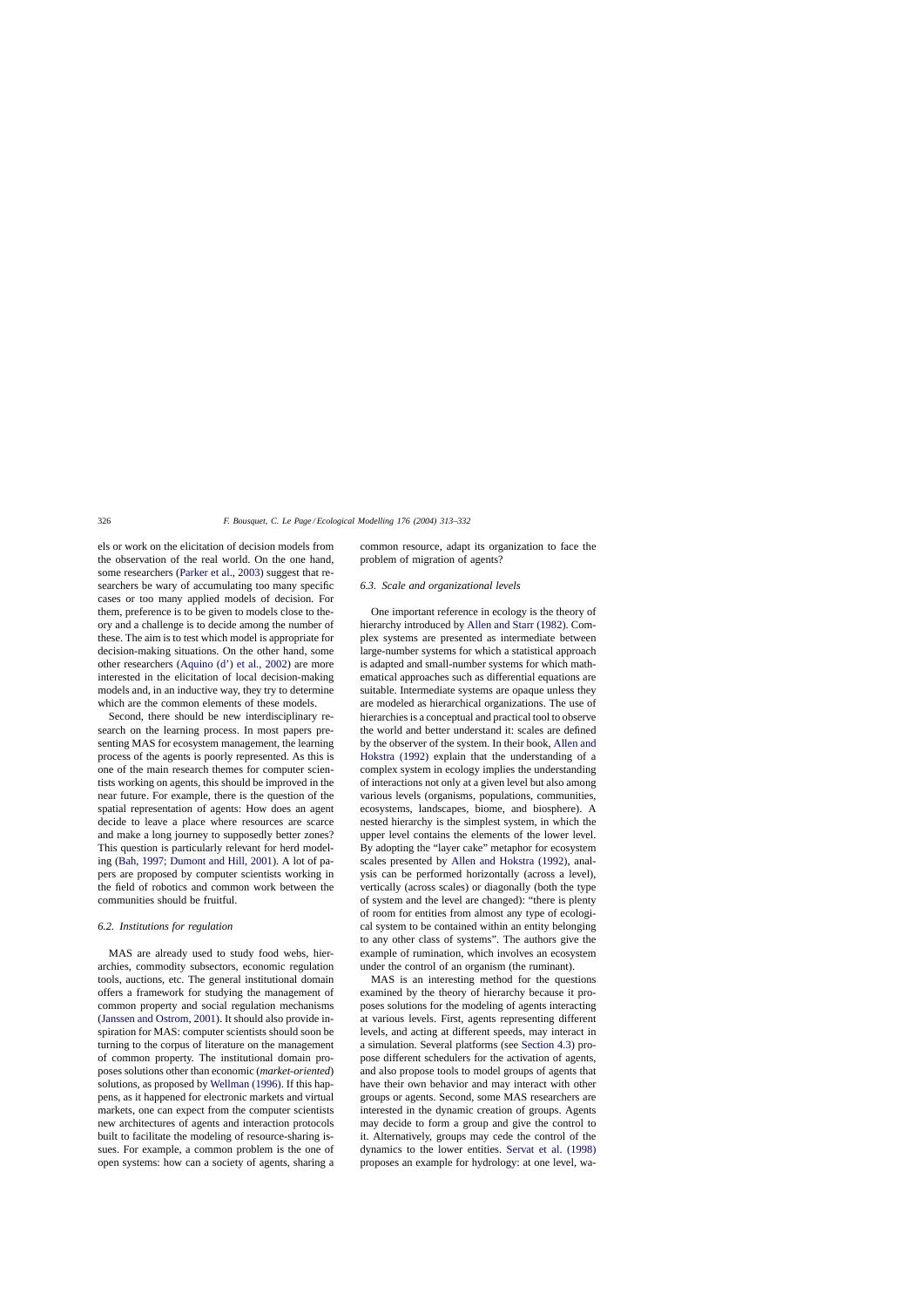els or work on the elicitation of decision models from the observation of the real world. On the one hand, some researchers (Parker et al., 2003) suggest that researchers be wary of accumulating too many specific cases or too many applied models of decision. For them, preference is to be given to models close to theory and a challenge is to decide among the number of these. The aim is to test which model is appropriate for decision-making situations. On the other hand, some other researchers (Aquino (d') et al., 2002) are more interested in the elicitation of local decision-making models and, in an inductive way, they try to determine which are the common elements of these models.

Second, there should be new interdisciplinary research on the learning process. In most papers presenting MAS for ecosystem management, the learning process of the agents is poorly represented. As this is one of the main research themes for computer scientists working on agents, this should be improved in the near future. For example, there is the question of the spatial representation of agents: How does an agent decide to leave a place where resources are scarce and make a long journey to supposedly better zones? This question is particularly relevant for herd modeling (Bah, 1997; Dumont and Hill, 2001). A lot of papers are proposed by computer scientists working in the field of robotics and common work between the communities should be fruitful.

### *6.2. Institutions for regulation*

MAS are already used to study food webs, hierarchies, commodity subsectors, economic regulation tools, auctions, etc. The general institutional domain offers a framework for studying the management of common property and social regulation mechanisms (Janssen and Ostrom, 2001). It should also provide inspiration for MAS: computer scientists should soon be turning to the corpus of literature on the management of common property. The institutional domain proposes solutions other than economic (*market-oriented*) solutions, as proposed by Wellman (1996). If this happens, as it happened for electronic markets and virtual markets, one can expect from the computer scientists new architectures of agents and interaction protocols built to facilitate the modeling of resource-sharing issues. For example, a common problem is the one of open systems: how can a society of agents, sharing a common resource, adapt its organization to face the problem of migration of agents?

### *6.3. Scale and organizational levels*

One important reference in ecology is the theory of hierarchy introduced by Allen and Starr (1982). Complex systems are presented as intermediate between large-number systems for which a statistical approach is adapted and small-number systems for which mathematical approaches such as differential equations are suitable. Intermediate systems are opaque unless they are modeled as hierarchical organizations. The use of hierarchies is a conceptual and practical tool to observe the world and better understand it: scales are defined by the observer of the system. In their book, Allen and Hokstra (1992) explain that the understanding of a complex system in ecology implies the understanding of interactions not only at a given level but also among various levels (organisms, populations, communities, ecosystems, landscapes, biome, and biosphere). A nested hierarchy is the simplest system, in which the upper level contains the elements of the lower level. By adopting the "layer cake" metaphor for ecosystem scales presented by Allen and Hokstra (1992), analysis can be performed horizontally (across a level), vertically (across scales) or diagonally (both the type of system and the level are changed): "there is plenty of room for entities from almost any type of ecological system to be contained within an entity belonging to any other class of systems". The authors give the example of rumination, which involves an ecosystem under the control of an organism (the ruminant).

MAS is an interesting method for the questions examined by the theory of hierarchy because it proposes solutions for the modeling of agents interacting at various levels. First, agents representing different levels, and acting at different speeds, may interact in a simulation. Several platforms (see Section 4.3) propose different schedulers for the activation of agents, and also propose tools to model groups of agents that have their own behavior and may interact with other groups or agents. Second, some MAS researchers are interested in the dynamic creation of groups. Agents may decide to form a group and give the control to it. Alternatively, groups may cede the control of the dynamics to the lower entities. Servat et al. (1998) proposes an example for hydrology: at one level, wa-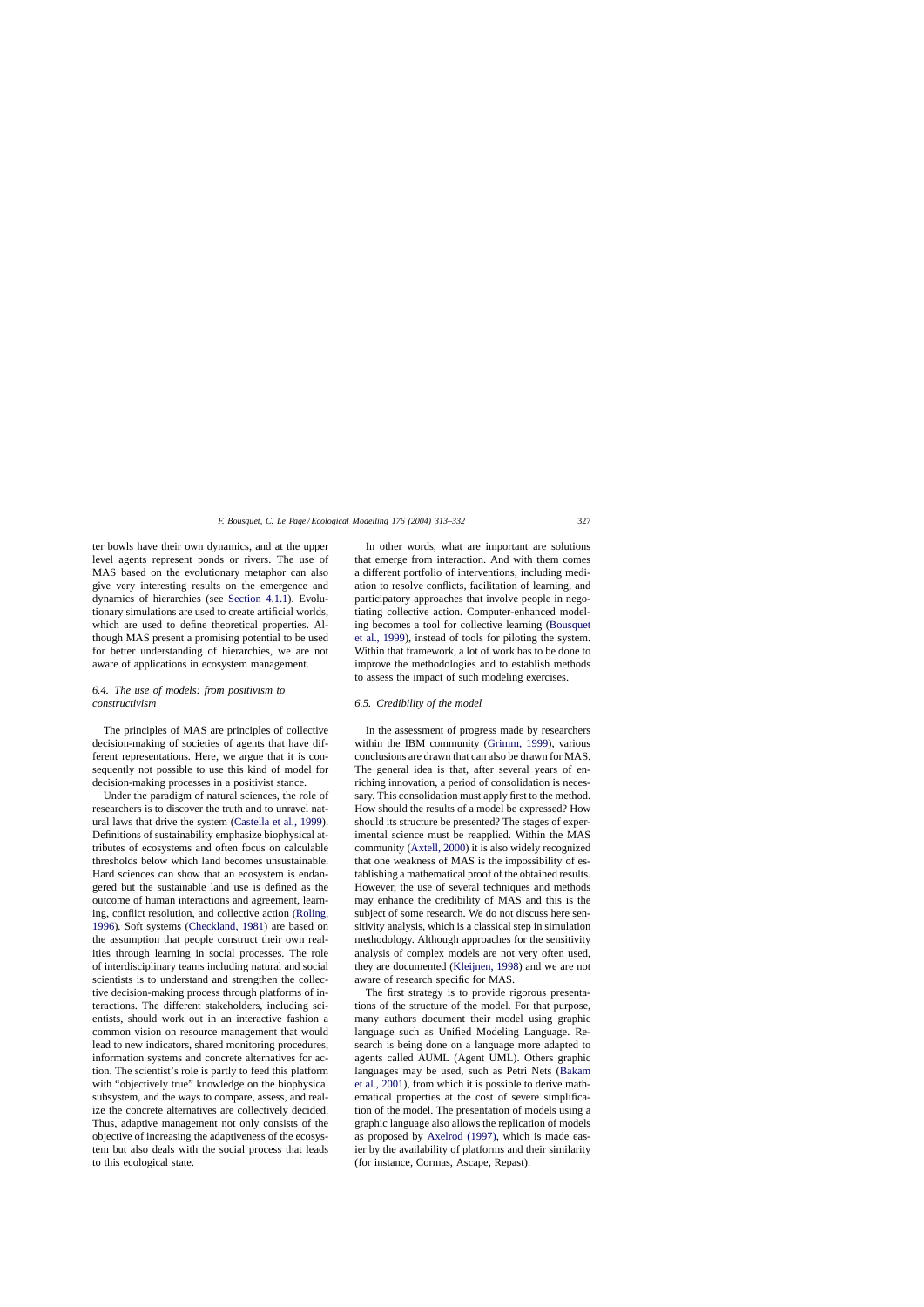ter bowls have their own dynamics, and at the upper level agents represent ponds or rivers. The use of MAS based on the evolutionary metaphor can also give very interesting results on the emergence and dynamics of hierarchies (see Section 4.1.1). Evolutionary simulations are used to create artificial worlds, which are used to define theoretical properties. Although MAS present a promising potential to be used for better understanding of hierarchies, we are not aware of applications in ecosystem management.

### 6.4. The use of models: from positivism to constructivism

The principles of MAS are principles of collective decision-making of societies of agents that have different representations. Here, we argue that it is consequently not possible to use this kind of model for decision-making processes in a positivist stance.

Under the paradigm of natural sciences, the role of researchers is to discover the truth and to unravel natural laws that drive the system (Castella et al., 1999). Definitions of sustainability emphasize biophysical attributes of ecosystems and often focus on calculable thresholds below which land becomes unsustainable. Hard sciences can show that an ecosystem is endangered but the sustainable land use is defined as the outcome of human interactions and agreement, learning, conflict resolution, and collective action (Roling, 1996). Soft systems (Checkland, 1981) are based on the assumption that people construct their own realities through learning in social processes. The role of interdisciplinary teams including natural and social scientists is to understand and strengthen the collective decision-making process through platforms of interactions. The different stakeholders, including scientists, should work out in an interactive fashion a common vision on resource management that would lead to new indicators, shared monitoring procedures, information systems and concrete alternatives for action. The scientist's role is partly to feed this platform with "objectively true" knowledge on the biophysical subsystem, and the ways to compare, assess, and realize the concrete alternatives are collectively decided. Thus, adaptive management not only consists of the objective of increasing the adaptiveness of the ecosystem but also deals with the social process that leads to this ecological state.

In other words, what are important are solutions that emerge from interaction. And with them comes a different portfolio of interventions, including mediation to resolve conflicts, facilitation of learning, and participatory approaches that involve people in negotiating collective action. Computer-enhanced modeling becomes a tool for collective learning (Bousquet et al., 1999), instead of tools for piloting the system. Within that framework, a lot of work has to be done to improve the methodologies and to establish methods to assess the impact of such modeling exercises.

### 6.5. Credibility of the model

In the assessment of progress made by researchers within the IBM community (Grimm, 1999), various conclusions are drawn that can also be drawn for MAS. The general idea is that, after several years of enriching innovation, a period of consolidation is necessary. This consolidation must apply first to the method. How should the results of a model be expressed? How should its structure be presented? The stages of experimental science must be reapplied. Within the MAS community (Axtell, 2000) it is also widely recognized that one weakness of MAS is the impossibility of establishing a mathematical proof of the obtained results. However, the use of several techniques and methods may enhance the credibility of MAS and this is the subject of some research. We do not discuss here sensitivity analysis, which is a classical step in simulation methodology. Although approaches for the sensitivity analysis of complex models are not very often used, they are documented (Kleijnen, 1998) and we are not aware of research specific for MAS.

The first strategy is to provide rigorous presentations of the structure of the model. For that purpose, many authors document their model using graphic language such as Unified Modeling Language. Research is being done on a language more adapted to agents called AUML (Agent UML). Others graphic languages may be used, such as Petri Nets (Bakam et al., 2001), from which it is possible to derive mathematical properties at the cost of severe simplification of the model. The presentation of models using a graphic language also allows the replication of models as proposed by Axelrod (1997), which is made easier by the availability of platforms and their similarity (for instance, Cormas, Ascape, Repast).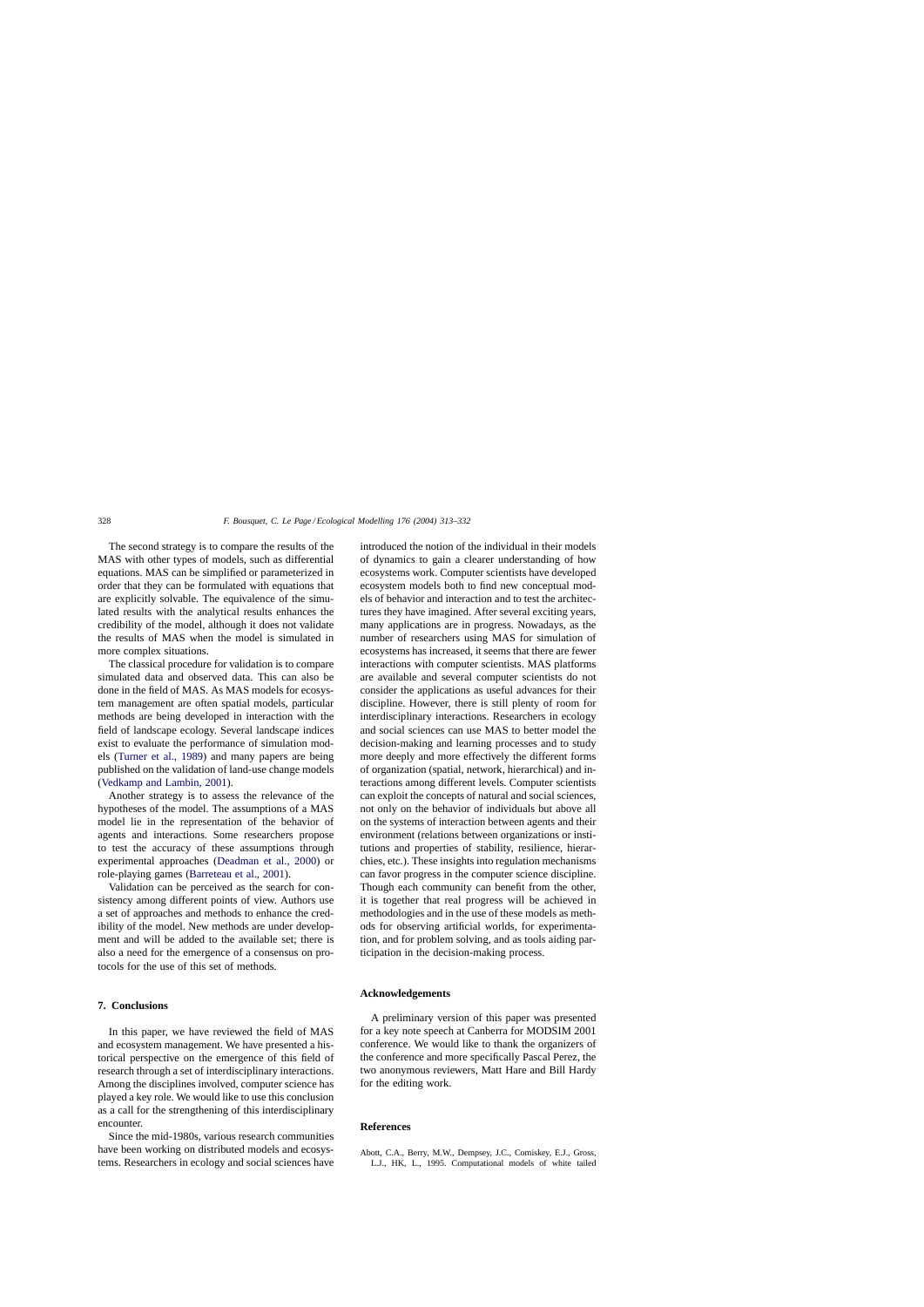The second strategy is to compare the results of the MAS with other types of models, such as differential equations. MAS can be simplified or parameterized in order that they can be formulated with equations that are explicitly solvable. The equivalence of the simulated results with the analytical results enhances the credibility of the model, although it does not validate the results of MAS when the model is simulated in more complex situations.

The classical procedure for validation is to compare simulated data and observed data. This can also be done in the field of MAS. As MAS models for ecosystem management are often spatial models, particular methods are being developed in interaction with the field of landscape ecology. Several landscape indices exist to evaluate the performance of simulation models (Turner et al., 1989) and many papers are being published on the validation of land-use change models (Vedkamp and Lambin, 2001).

Another strategy is to assess the relevance of the hypotheses of the model. The assumptions of a MAS model lie in the representation of the behavior of agents and interactions. Some researchers propose to test the accuracy of these assumptions through experimental approaches (Deadman et al., 2000) or role-playing games (Barreteau et al., 2001).

Validation can be perceived as the search for consistency among different points of view. Authors use a set of approaches and methods to enhance the credibility of the model. New methods are under development and will be added to the available set; there is also a need for the emergence of a consensus on protocols for the use of this set of methods.

## 7. Conclusions

In this paper, we have reviewed the field of MAS and ecosystem management. We have presented a historical perspective on the emergence of this field of research through a set of interdisciplinary interactions. Among the disciplines involved, computer science has played a key role. We would like to use this conclusion as a call for the strengthening of this interdisciplinary encounter.

Since the mid-1980s, various research communities have been working on distributed models and ecosystems. Researchers in ecology and social sciences have introduced the notion of the individual in their models of dynamics to gain a clearer understanding of how ecosystems work. Computer scientists have developed ecosystem models both to find new conceptual models of behavior and interaction and to test the architectures they have imagined. After several exciting years, many applications are in progress. Nowadays, as the number of researchers using MAS for simulation of ecosystems has increased, it seems that there are fewer interactions with computer scientists. MAS platforms are available and several computer scientists do not consider the applications as useful advances for their discipline. However, there is still plenty of room for interdisciplinary interactions. Researchers in ecology and social sciences can use MAS to better model the decision-making and learning processes and to study more deeply and more effectively the different forms of organization (spatial, network, hierarchical) and interactions among different levels. Computer scientists can exploit the concepts of natural and social sciences, not only on the behavior of individuals but above all on the systems of interaction between agents and their environment (relations between organizations or institutions and properties of stability, resilience, hierarchies, etc.). These insights into regulation mechanisms can favor progress in the computer science discipline. Though each community can benefit from the other, it is together that real progress will be achieved in methodologies and in the use of these models as methods for observing artificial worlds, for experimentation, and for problem solving, and as tools aiding participation in the decision-making process.

## Acknowledgements

A preliminary version of this paper was presented for a key note speech at Canberra for MODSIM 2001 conference. We would like to thank the organizers of the conference and more specifically Pascal Perez, the two anonymous reviewers, Matt Hare and Bill Hardy for the editing work.

## References

Abott, C.A., Berry, M.W., Dempsey, J.C., Comiskey, E.J., Gross, L.J., HK, L., 1995. Computational models of white tailed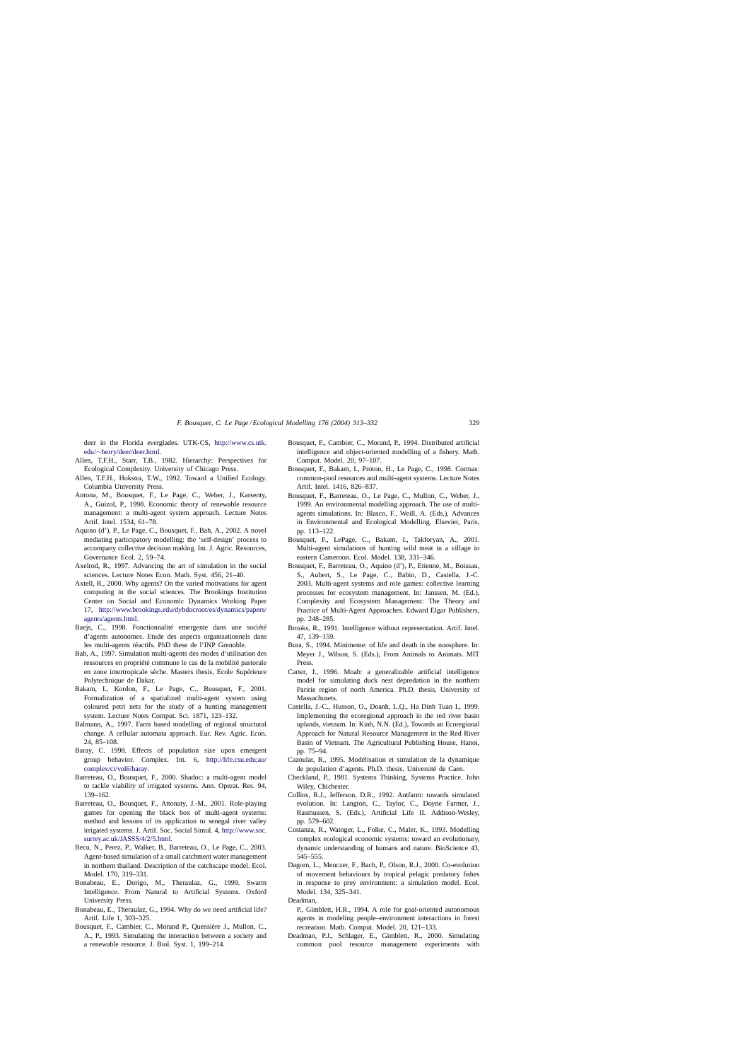deer in the Florida everglades. UTK-CS, http://www.cs.utk.edu/~berry/deer/deer.html.

Allen, T.F.H., Starr, T.B., 1982. Hierarchy: Perspectives for Ecological Complexity. University of Chicago Press.

Allen, T.F.H., Hokstra, T.W., 1992. Toward a Unified Ecology. Columbia University Press.

Antona, M., Bousquet, F., Le Page, C., Weber, J., Karsenty, A., Guizol, P., 1998. Economic theory of renewable resource management: a multi-agent system approach. Lecture Notes Artif. Intel. 1534, 61–78.

Aquino (d'), P., Le Page, C., Bousquet, F., Bah, A., 2002. A novel mediating participatory modelling: the 'self-design' process to accompany collective decision making. Int. J. Agric. Resources, Governance Ecol. 2, 59–74.

Axelrod, R., 1997. Advancing the art of simulation in the social sciences. Lecture Notes Econ. Math. Syst. 456, 21–40.

Axtell, R., 2000. Why agents? On the varied motivations for agent computing in the social sciences. The Brookings Institution Center on Social and Economic Dynamics Working Paper 17, http://www.brookings.edu/dybdocroot/es/dynamics/papers/agents/agents.html.

Baejs, C., 1998. Fonctionnalité emergente dans une société d'agents autonomes. Etude des aspects organisationnels dans les multi-agents réactifs. PhD these de l'INP Grenoble.

Bah, A., 1997. Simulation multi-agents des modes d'utilisation des ressources en propriété commune le cas de la mobilité pastorale en zone intertropicale sèche. Masters thesis, Ecole Supérieure Polytechnique de Dakar.

Bakam, I., Kordon, F., Le Page, C., Bousquet, F., 2001. Formalization of a spatialized multi-agent system using coloured petri nets for the study of a hunting management system. Lecture Notes Comput. Sci. 1871, 123–132.

Balmann, A., 1997. Farm based modelling of regional structural change. A cellular automata approach. Eur. Rev. Agric. Econ. 24, 85–108.

Baray, C. 1998. Effects of population size upon emergent group behavior. Complex. Int. 6, http://life.csu.edu;au/complex/ci/vol6/baray.

Barreteau, O., Bousquet, F., 2000. Shadoc: a multi-agent model to tackle viability of irrigated systems. Ann. Operat. Res. 94, 139–162.

Barreteau, O., Bousquet, F., Attonaty, J.-M., 2001. Role-playing games for opening the black box of multi-agent systems: method and lessons of its application to senegal river valley irrigated systems. J. Artif. Soc. Social Simul. 4, http://www.soc.surrey.ac.uk/JASSS/4/2/5.html.

Becu, N., Perez, P., Walker, B., Barreteau, O., Le Page, C., 2003. Agent-based simulation of a small catchment water management in northern thailand. Description of the catchscape model. Ecol. Model. 170, 319–331.

Bonabeau, E., Dorigo, M., Theraulaz, G., 1999. Swarm Intelligence. From Natural to Artificial Systems. Oxford University Press.

Bonabeau, E., Theraulaz, G., 1994. Why do we need artificial life? Artif. Life 1, 303–325.

Bousquet, F., Cambier, C., Morand P., Quensière J., Mullon, C., A., P., 1993. Simulating the interaction between a society and a renewable resource. J. Biol. Syst. 1, 199–214.

Bousquet, F., Cambier, C., Morand, P., 1994. Distributed artificial intelligence and object-oriented modelling of a fishery. Math. Comput. Model. 20, 97–107.

Bousquet, F., Bakam, I., Proton, H., Le Page, C., 1998. Cormas: common-pool resources and multi-agent systems. Lecture Notes Artif. Intel. 1416, 826–837.

Bousquet, F., Barreteau, O., Le Page, C., Mullon, C., Weber, J., 1999. An environmental modelling approach. The use of multi-agents simulations. In: Blasco, F., Weill, A. (Eds.), Advances in Environmental and Ecological Modelling. Elsevier, Paris, pp. 113–122.

Bousquet, F., LePage, C., Bakam, I., Takforyan, A., 2001. Multi-agent simulations of hunting wild meat in a village in eastern Cameroon. Ecol. Model. 138, 331–346.

Bousquet, F., Barreteau, O., Aquino (d'), P., Etienne, M., Boissau, S., Aubert, S., Le Page, C., Babin, D., Castella, J.-C. 2003. Multi-agent systems and role games: collective learning processes for ecosystem management. In: Janssen, M. (Ed.), Complexity and Ecosystem Management: The Theory and Practice of Multi-Agent Approaches. Edward Elgar Publishers, pp. 248–285.

Brooks, R., 1991. Intelligence without representation. Artif. Intel. 47, 139–159.

Bura, S., 1994. Minimeme: of life and death in the noosphere. In: Meyer J., Wilson, S. (Eds.), From Animals to Animats. MIT Press.

Carter, J., 1996. Moab: a generalizable artificial intelligence model for simulating duck nest depredation in the northern Paririe region of north America. Ph.D. thesis, University of Massachusets.

Castella, J.-C., Husson, O., Doanh, L.Q., Ha Dinh Tuan I., 1999. Implementing the ecoregional approach in the red river basin uplands, vietnam. In: Kinh, N.N. (Ed.), Towards an Ecoregional Approach for Natural Resource Management in the Red River Basin of Vietnam. The Agricultural Publishing House, Hanoi, pp. 75–94.

Cazoulat, R., 1995. Modélisation et simulation de la dynamique de population d'agents. Ph.D. thesis, Université de Caen.

Checkland, P., 1981. Systems Thinking, Systems Practice. John Wiley, Chichester.

Collins, R.J., Jefferson, D.R., 1992. Antfarm: towards simulated evolution. In: Langton, C., Taylor, C., Doyne Farmer, J., Rasmussen, S. (Eds.), Artificial Life II. Addison-Wesley, pp. 579–602.

Costanza, R., Wainger, L., Folke, C., Maler, K., 1993. Modelling complex ecological economic systems: toward an evolutionary, dynamic understanding of humans and nature. BioScience 43, 545–555.

Dagorn, L., Menczer, F., Bach, P., Olson, R.J., 2000. Co-evolution of movement behaviours by tropical pelagic predatory fishes in response to prey environment: a simulation model. Ecol. Model. 134, 325–341.

Deadman, P., Gimblett, H.R., 1994. A role for goal-oriented autonomous agents in modeling people–environment interactions in forest recreation. Math. Comput. Model. 20, 121–133.

Deadman, P.J., Schlager, E., Gimblett, R., 2000. Simulating common pool resource management experiments with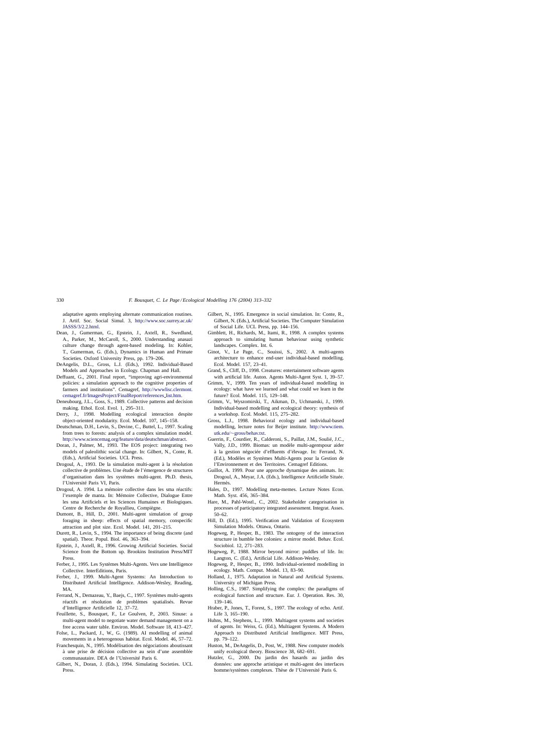adaptative agents employing alternate communication routines. J. Artif. Soc. Social Simul. 3, http://www.soc.surrey.ac.uk/JASSS/3/2.2.html.

Dean, J., Gumerman, G., Epstein, J., Axtell, R., Swedlund, A., Parker, M., McCaroll, S., 2000. Understanding anasazi culture change through agent-based modeling. In: Kohler, T., Gumerman, G. (Eds.), Dynamics in Human and Primate Societies. Oxford University Press, pp. 179–206.

DeAngelis, D.L., Gross, L.J. (Eds.), 1992. Individual-Based Models and Approaches in Ecology. Chapman and Hall.

Deffuant, G., 2001. Final report, "improving agri-environmental policies: a simulation approach to the cognitive properties of farmers and institutions". Cemagref, http://wwwlisc.clermont.cemagref.fr/ImagesProject/FinalReport/references_list.htm.

Deneubourg, J.L., Goss, S., 1989. Collective patterns and decision making. Ethol. Ecol. Evol. 1, 295–311.

Derry, J., 1998. Modelling ecological interaction despite object-oriented modularity. Ecol. Model. 107, 145–158.

Deutschman, D.H., Levin, S., Devine, C., Buttel, L., 1997. Scaling from trees to forests: analysis of a complex simulation model. http://www.sciencemag.org/feature/data/deutschman/abstract.

Doran, J., Palmer, M., 1993. The EOS project: integrating two models of paleolithic social change. In: Gilbert, N., Conte, R. (Eds.), Artificial Societies. UCL Press.

Drogoul, A., 1993. De la simulation multi-agent à la résolution collective de problèmes. Une étude de l'émergence de structures d'organisation dans les systèmes multi-agent. Ph.D. thesis, l'Université Paris VI, Paris.

Drogoul, A. 1994. La mémoire collective dans les sma réactifs: l'exemple de manta. In: Mémoire Collective, Dialogue Entre les sma Artificiels et les Sciences Humaines et Biologiques. Centre de Recherche de Royallieu, Compiègne.

Dumont, B., Hill, D., 2001. Multi-agent simulation of group foraging in sheep: effects of spatial memory, conspecific attraction and plot size. Ecol. Model. 141, 201–215.

Durett, R., Levin, S., 1994. The importance of being discrete (and spatial). Theor. Popul. Biol. 46, 363–394.

Epstein, J., Axtell, R., 1996. Growing Artificial Societies. Social Science from the Bottom up. Brookins Institution Press/MIT Press.

Ferber, J., 1995. Les Systèmes Multi-Agents. Vers une Intelligence Collective. InterEditions, Paris.

Ferber, J., 1999. Multi-Agent Systems: An Introduction to Distributed Artificial Intelligence. Addison-Wesley, Reading, MA.

Ferrand, N., Demazeau, Y., Baejs, C., 1997. Systèmes multi-agents réactifs et résolution de problèmes spatialisés. Revue d'Intelligence Artificielle 12, 37–72.

Feuillette, S., Bousquet, F., Le Goulven, P., 2003. Sinuse: a multi-agent model to negotiate water demand management on a free access water table. Environ. Model. Software 18, 413–427.

Folse, L., Packard, J., W., G. (1989). AI modelling of animal movements in a heterogenous habitat. Ecol. Model. 46, 57–72.

Franchesquin, N., 1995. Modélisation des négociations aboutissant à une prise de décision collective au sein d'une assemblée communautaire. DEA de l'Université Paris 6.

Gilbert, N., Doran, J. (Eds.), 1994. Simulating Societies. UCL Press.

Gilbert, N., 1995. Emergence in social simulation. In: Conte, R., Gilbert, N. (Eds.), Artificial Societies. The Computer Simulation of Social Life. UCL Press, pp. 144–156.

Gimblett, H., Richards, M., Itami, R., 1998. A complex systems approach to simulating human behaviour using synthetic landscapes. Complex. Int. 6.

Ginot, V., Le Page, C., Souissi, S., 2002. A multi-agents architecture to enhance end-user individual-based modelling. Ecol. Model. 157, 23–41.

Grand, S., Cliff, D., 1998. Creatures: entertainment software agents with artificial life. Auton. Agents Multi-Agent Syst. 1, 39–57.

Grimm, V., 1999. Ten years of individual-based modelling in ecology: what have we learned and what could we learn in the future? Ecol. Model. 115, 129–148.

Grimm, V., Wyszomirski, T., Aikman, D., Uchmanski, J., 1999. Individual-based modelling and ecological theory: synthesis of a workshop. Ecol. Model. 115, 275–282.

Gross, L.J., 1998. Behavioral ecology and individual-based modelling, lecture notes for Beijer institute. http://www.tiem.utk.edu/~gross/behav.txt.

Guerrin, F., Courdier, R., Calderoni, S., Paillat, J.M., Soulié, J.C., Vally, J.D., 1999. Biomas: un modèle multi-agentspour aider à la gestion négociée d'effluents d'élevage. In: Ferrand, N. (Ed.), Modèles et Systèmes Multi-Agents pour la Gestion de l'Environnement et des Territoires. Cemagref Editions.

Guillot, A. 1999. Pour une approche dynamique des animats. In: Drogoul, A., Meyar, J.A. (Eds.), Intelligence Artificielle Située. Hermès.

Hales, D., 1997. Modelling meta-memes. Lecture Notes Econ. Math. Syst. 456, 365–384.

Hare, M., Pahl-Wostl., C., 2002. Stakeholder categorisation in processes of participatory integrated assessment. Integrat. Asses. 50–62.

Hill, D. (Ed.), 1995. Verification and Validation of Ecosystem Simulation Models. Ottawa, Ontario.

Hogeweg, P., Hesper, B., 1983. The ontogeny of the interaction structure in bumble bee colonies: a mirror model. Behav. Ecol. Sociobiol. 12, 271–283.

Hogeweg, P., 1988. Mirror beyond mirror: puddles of life. In: Langton, C. (Ed.), Artificial Life. Addison-Wesley.

Hogeweg, P., Hesper, B., 1990. Individual-oriented modelling in ecology. Math. Comput. Model. 13, 83–90.

Holland, J., 1975. Adaptation in Natural and Artificial Systems. University of Michigan Press.

Holling, C.S., 1987. Simplifying the complex: the paradigms of ecological function and structure. Eur. J. Operation. Res. 30, 139–146.

Hraber, P., Jones, T., Forest, S., 1997. The ecology of echo. Artif. Life 3, 165–190.

Huhns, M., Stephens, L., 1999. Multiagent systems and societies of agents. In: Weiss, G. (Ed.), Multiagent Systems. A Modern Approach to Distributed Artificial Intelligence. MIT Press, pp. 79–122.

Huston, M., DeAngelis, D., Post, W., 1988. New computer models unify ecological theory. Bioscience 38, 682–691.

Hutzler, G., 2000. Du jardin des hasards au jardin des données: une approche artistique et multi-agent des interfaces homme/systèmes complexes. Thèse de l'Université Paris 6.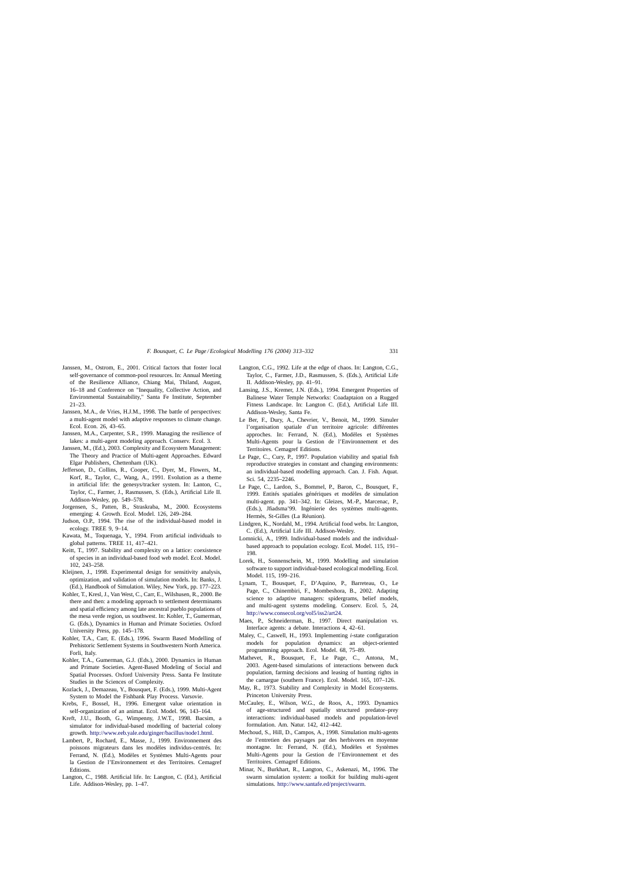Janssen, M., Ostrom, E., 2001. Critical factors that foster local self-governance of common-pool resources. In: Annual Meeting of the Resilience Alliance, Chiang Mai, Thiland, August, 16–18 and Conference on "Inequality, Collective Action, and Environmental Sustainability," Santa Fe Institute, September 21–23.

Janssen, M.A., de Vries, H.J.M., 1998. The battle of perspectives: a multi-agent model with adaptive responses to climate change. Ecol. Econ. 26, 43–65.

Janssen, M.A., Carpenter, S.R., 1999. Managing the resilience of lakes: a multi-agent modeling approach. Conserv. Ecol. 3.

Janssen, M., (Ed.), 2003. Complexity and Ecosystem Management: The Theory and Practice of Multi-agent Approaches. Edward Elgar Publishers, Chettenham (UK).

Jefferson, D., Collins, R., Cooper, C., Dyer, M., Flowers, M., Korf, R., Taylor, C., Wang, A., 1991. Evolution as a theme in artificial life: the genesys/tracker system. In: Lanton, C., Taylor, C., Farmer, J., Rasmussen, S. (Eds.), Artificial Life II. Addison-Wesley, pp. 549–578.

Jorgensen, S., Patten, B., Straskraba, M., 2000. Ecosystems emerging: 4. Growth. Ecol. Model. 126, 249–284.

Judson, O.P., 1994. The rise of the individual-based model in ecology. TREE 9, 9–14.

Kawata, M., Toquenaga, Y., 1994. From artificial individuals to global patterns. TREE 11, 417–421.

Keitt, T., 1997. Stability and complexity on a lattice: coexistence of species in an individual-based food web model. Ecol. Model. 102, 243–258.

Kleijnen, J., 1998. Experimental design for sensitivity analysis, optimization, and validation of simulation models. In: Banks, J. (Ed.), Handbook of Simulation. Wiley, New York, pp. 177–223.

Kohler, T., Kresl, J., Van West, C., Carr, E., Wilshusen, R., 2000. Be there and then: a modeling approach to settlement determinants and spatial efficiency among late ancestral pueblo populations of the mesa verde region, us southwest. In: Kohler, T., Gumerman, G. (Eds.), Dynamics in Human and Primate Societies. Oxford University Press, pp. 145–178.

Kohler, T.A., Carr, E. (Eds.), 1996. Swarm Based Modelling of Prehistoric Settlement Systems in Southwestern North America. Forli, Italy.

Kohler, T.A., Gumerman, G.J. (Eds.), 2000. Dynamics in Human and Primate Societies. Agent-Based Modeling of Social and Spatial Processes. Oxford University Press. Santa Fe Institute Studies in the Sciences of Complexity.

Kozlack, J., Demazeau, Y., Bousquet, F. (Eds.), 1999. Multi-Agent System to Model the Fishbank Play Process. Varsovie.

Krebs, F., Bossel, H., 1996. Emergent value orientation in self-organization of an animat. Ecol. Model. 96, 143–164.

Kreft, J.U., Booth, G., Wimpenny, J.W.T., 1998. Bacsim, a simulator for individual-based modelling of bacterial colony growth. http://www.eeb.yale.edu/ginger/bacillus/node1.html.

Lambert, P., Rochard, E., Masse, J., 1999. Environnement des poissons migrateurs dans les modèles individus-centrés. In: Ferrand, N. (Ed.), Modèles et Systèmes Multi-Agents pour la Gestion de l'Environnement et des Territoires. Cemagref Editions.

Langton, C., 1988. Artificial life. In: Langton, C. (Ed.), Artificial Life. Addison-Wesley, pp. 1–47.

Langton, C.G., 1992. Life at the edge of chaos. In: Langton, C.G., Taylor, C., Farmer, J.D., Rasmussen, S. (Eds.), Artificial Life II. Addison-Wesley, pp. 41–91.

Lansing, J.S., Kremer, J.N. (Eds.), 1994. Emergent Properties of Balinese Water Temple Networks: Coadaptaion on a Rugged Fitness Landscape. In: Langton C. (Ed.), Artificial Life III. Addison-Wesley, Santa Fe.

Le Ber, F., Dury, A., Chevrier, V., Benoit, M., 1999. Simuler l'organisation spatiale d'un territoire agricole: différentes approches. In: Ferrand, N. (Ed.), Modèles et Systèmes Multi-Agents pour la Gestion de l'Environnement et des Territoires. Cemagref Editions.

Le Page, C., Cury, P., 1997. Population viability and spatial fish reproductive strategies in constant and changing environments: an individual-based modelling approach. Can. J. Fish. Aquat. Sci. 54, 2235–2246.

Le Page, C., Lardon, S., Bommel, P., Baron, C., Bousquet, F., 1999. Entités spatiales génériques et modèles de simulation multi-agent. pp. 341–342. In: Gleizes, M.-P., Marcenac, P., (Eds.), Jfiadsma'99. Ingénierie des systèmes multi-agents. Hermès, St-Gilles (La Réunion).

Lindgren, K., Nordahl, M., 1994. Artificial food webs. In: Langton, C. (Ed.), Artificial Life III. Addison-Wesley.

Lomnicki, A., 1999. Individual-based models and the individual-based approach to population ecology. Ecol. Model. 115, 191–198.

Lorek, H., Sonnenschein, M., 1999. Modelling and simulation software to support individual-based ecological modelling. Ecol. Model. 115, 199–216.

Lynam, T., Bousquet, F., D'Aquino, P., Barreteau, O., Le Page, C., Chinembiri, F., Mombeshora, B., 2002. Adapting science to adaptive managers: spidergrams, belief models, and multi-agent systems modeling. Conserv. Ecol. 5, 24, http://www.consecol.org/vol5/iss2/art24.

Maes, P., Schneiderman, B., 1997. Direct manipulation vs. Interface agents: a debate. Interactions 4, 42–61.

Maley, C., Caswell, H., 1993. Implementing *i*-state configuration models for population dynamics: an object-oriented programming approach. Ecol. Model. 68, 75–89.

Mathevet, R., Bousquet, F., Le Page, C., Antona, M., 2003. Agent-based simulations of interactions between duck population, farming decisions and leasing of hunting rights in the camargue (southern France). Ecol. Model. 165, 107–126.

May, R., 1973. Stability and Complexity in Model Ecosystems. Princeton University Press.

McCauley, E., Wilson, W.G., de Roos, A., 1993. Dynamics of age-structured and spatially structured predator–prey interactions: individual-based models and population-level formulation. Am. Natur. 142, 412–442.

Mechoud, S., Hill, D., Campos, A., 1998. Simulation multi-agents de l'entretien des paysages par des herbivores en moyenne montagne. In: Ferrand, N. (Ed.), Modèles et Systèmes Multi-Agents pour la Gestion de l'Environnement et des Territoires. Cemagref Editions.

Minar, N., Burkhart, R., Langton, C., Askenazi, M., 1996. The swarm simulation system: a toolkit for building multi-agent simulations. http://www.santafe.ed/project/swarm.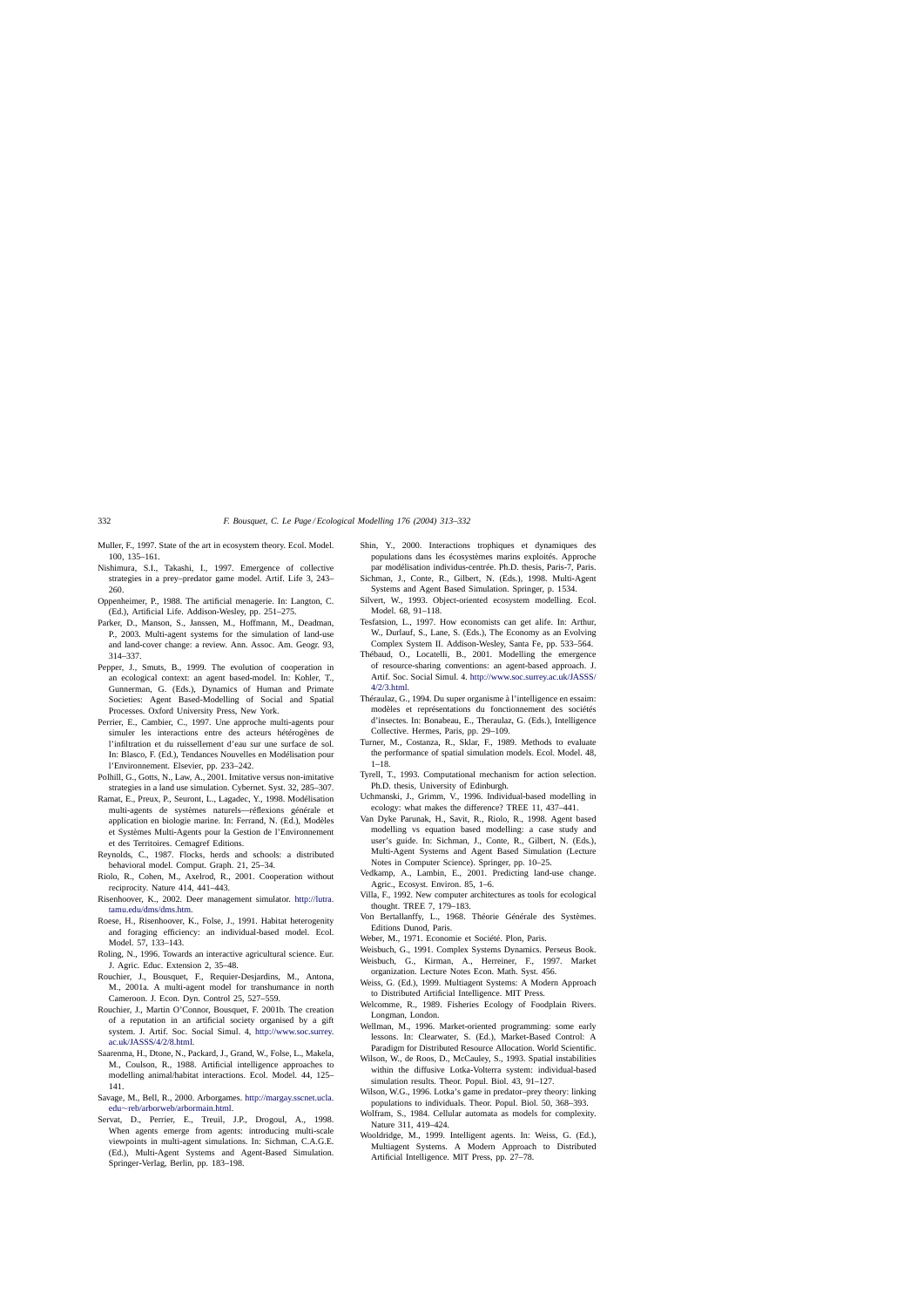Muller, F., 1997. State of the art in ecosystem theory. Ecol. Model. 100, 135–161.

Nishimura, S.I., Takashi, I., 1997. Emergence of collective strategies in a prey–predator game model. Artif. Life 3, 243–260.

Oppenheimer, P., 1988. The artificial menagerie. In: Langton, C. (Ed.), Artificial Life. Addison-Wesley, pp. 251–275.

Parker, D., Manson, S., Janssen, M., Hoffmann, M., Deadman, P., 2003. Multi-agent systems for the simulation of land-use and land-cover change: a review. Ann. Assoc. Am. Geogr. 93, 314–337.

Pepper, J., Smuts, B., 1999. The evolution of cooperation in an ecological context: an agent based-model. In: Kohler, T., Gunnerman, G. (Eds.), Dynamics of Human and Primate Societies: Agent Based-Modelling of Social and Spatial Processes. Oxford University Press, New York.

Perrier, E., Cambier, C., 1997. Une approche multi-agents pour simuler les interactions entre des acteurs hétérogènes de l'infiltration et du ruissellement d'eau sur une surface de sol. In: Blasco, F. (Ed.), Tendances Nouvelles en Modélisation pour l'Environnement. Elsevier, pp. 233–242.

Polhill, G., Gotts, N., Law, A., 2001. Imitative versus non-imitative strategies in a land use simulation. Cybernet. Syst. 32, 285–307.

Ramat, E., Preux, P., Seuront, L., Lagadec, Y., 1998. Modélisation multi-agents de systèmes naturels—réflexions générale et application en biologie marine. In: Ferrand, N. (Ed.), Modèles et Systèmes Multi-Agents pour la Gestion de l'Environnement et des Territoires. Cemagref Editions.

Reynolds, C., 1987. Flocks, herds and schools: a distributed behavioral model. Comput. Graph. 21, 25–34.

Riolo, R., Cohen, M., Axelrod, R., 2001. Cooperation without reciprocity. Nature 414, 441–443.

Risenhoover, K., 2002. Deer management simulator. http://lutra.tamu.edu/dms/dms.htm.

Roese, H., Risenhoover, K., Folse, J., 1991. Habitat heterogenity and foraging efficiency: an individual-based model. Ecol. Model. 57, 133–143.

Roling, N., 1996. Towards an interactive agricultural science. Eur. J. Agric. Educ. Extension 2, 35–48.

Rouchier, J., Bousquet, F., Requier-Desjardins, M., Antona, M., 2001a. A multi-agent model for transhumance in north Cameroon. J. Econ. Dyn. Control 25, 527–559.

Rouchier, J., Martin O'Connor, Bousquet, F. 2001b. The creation of a reputation in an artificial society organised by a gift system. J. Artif. Soc. Social Simul. 4, http://www.soc.surrey.ac.uk/JASSS/4/2/8.html.

Saarenma, H., Dtone, N., Packard, J., Grand, W., Folse, L., Makela, M., Coulson, R., 1988. Artificial intelligence approaches to modelling animal/habitat interactions. Ecol. Model. 44, 125–141.

Savage, M., Bell, R., 2000. Arborgames. http://margay.sscnet.ucla.edu~reb/arborweb/arbormain.html.

Servat, D., Perrier, E., Treuil, J.P., Drogoul, A., 1998. When agents emerge from agents: introducing multi-scale viewpoints in multi-agent simulations. In: Sichman, C.A.G.E. (Ed.), Multi-Agent Systems and Agent-Based Simulation. Springer-Verlag, Berlin, pp. 183–198.

Shin, Y., 2000. Interactions trophiques et dynamiques des populations dans les écosystèmes marins exploités. Approche par modélisation individus-centrée. Ph.D. thesis, Paris-7, Paris.

Sichman, J., Conte, R., Gilbert, N. (Eds.), 1998. Multi-Agent Systems and Agent Based Simulation. Springer, p. 1534.

Silvert, W., 1993. Object-oriented ecosystem modelling. Ecol. Model. 68, 91–118.

Tesfatsion, L., 1997. How economists can get alife. In: Arthur, W., Durlauf, S., Lane, S. (Eds.), The Economy as an Evolving Complex System II. Addison-Wesley, Santa Fe, pp. 533–564.

Thébaud, O., Locatelli, B., 2001. Modelling the emergence of resource-sharing conventions: an agent-based approach. J. Artif. Soc. Social Simul. 4. http://www.soc.surrey.ac.uk/JASSS/4/2/3.html.

Théraulaz, G., 1994. Du super organisme à l'intelligence en essaim: modèles et représentations du fonctionnement des sociétés d'insectes. In: Bonabeau, E., Theraulaz, G. (Eds.), Intelligence Collective. Hermes, Paris, pp. 29–109.

Turner, M., Costanza, R., Sklar, F., 1989. Methods to evaluate the performance of spatial simulation models. Ecol. Model. 48, 1–18.

Tyrell, T., 1993. Computational mechanism for action selection. Ph.D. thesis, University of Edinburgh.

Uchmanski, J., Grimm, V., 1996. Individual-based modelling in ecology: what makes the difference? TREE 11, 437–441.

Van Dyke Parunak, H., Savit, R., Riolo, R., 1998. Agent based modelling vs equation based modelling: a case study and user's guide. In: Sichman, J., Conte, R., Gilbert, N. (Eds.), Multi-Agent Systems and Agent Based Simulation (Lecture Notes in Computer Science). Springer, pp. 10–25.

Vedkamp, A., Lambin, E., 2001. Predicting land-use change. Agric., Ecosyst. Environ. 85, 1–6.

Villa, F., 1992. New computer architectures as tools for ecological thought. TREE 7, 179–183.

Von Bertallanffy, L., 1968. Théorie Générale des Systèmes. Editions Dunod, Paris.

Weber, M., 1971. Economie et Société. Plon, Paris.

Weisbuch, G., 1991. Complex Systems Dynamics. Perseus Book.

Weisbuch, G., Kirman, A., Herreiner, F., 1997. Market organization. Lecture Notes Econ. Math. Syst. 456.

Weiss, G. (Ed.), 1999. Multiagent Systems: A Modern Approach to Distributed Artificial Intelligence. MIT Press.

Welcomme, R., 1989. Fisheries Ecology of Foodplain Rivers. Longman, London.

Wellman, M., 1996. Market-oriented programming: some early lessons. In: Clearwater, S. (Ed.), Market-Based Control: A Paradigm for Distributed Resource Allocation. World Scientific.

Wilson, W., de Roos, D., McCauley, S., 1993. Spatial instabilities within the diffusive Lotka-Volterra system: individual-based simulation results. Theor. Popul. Biol. 43, 91–127.

Wilson, W.G., 1996. Lotka's game in predator–prey theory: linking populations to individuals. Theor. Popul. Biol. 50, 368–393.

Wolfram, S., 1984. Cellular automata as models for complexity. Nature 311, 419–424.

Wooldridge, M., 1999. Intelligent agents. In: Weiss, G. (Ed.), Multiagent Systems. A Modern Approach to Distributed Artificial Intelligence. MIT Press, pp. 27–78.